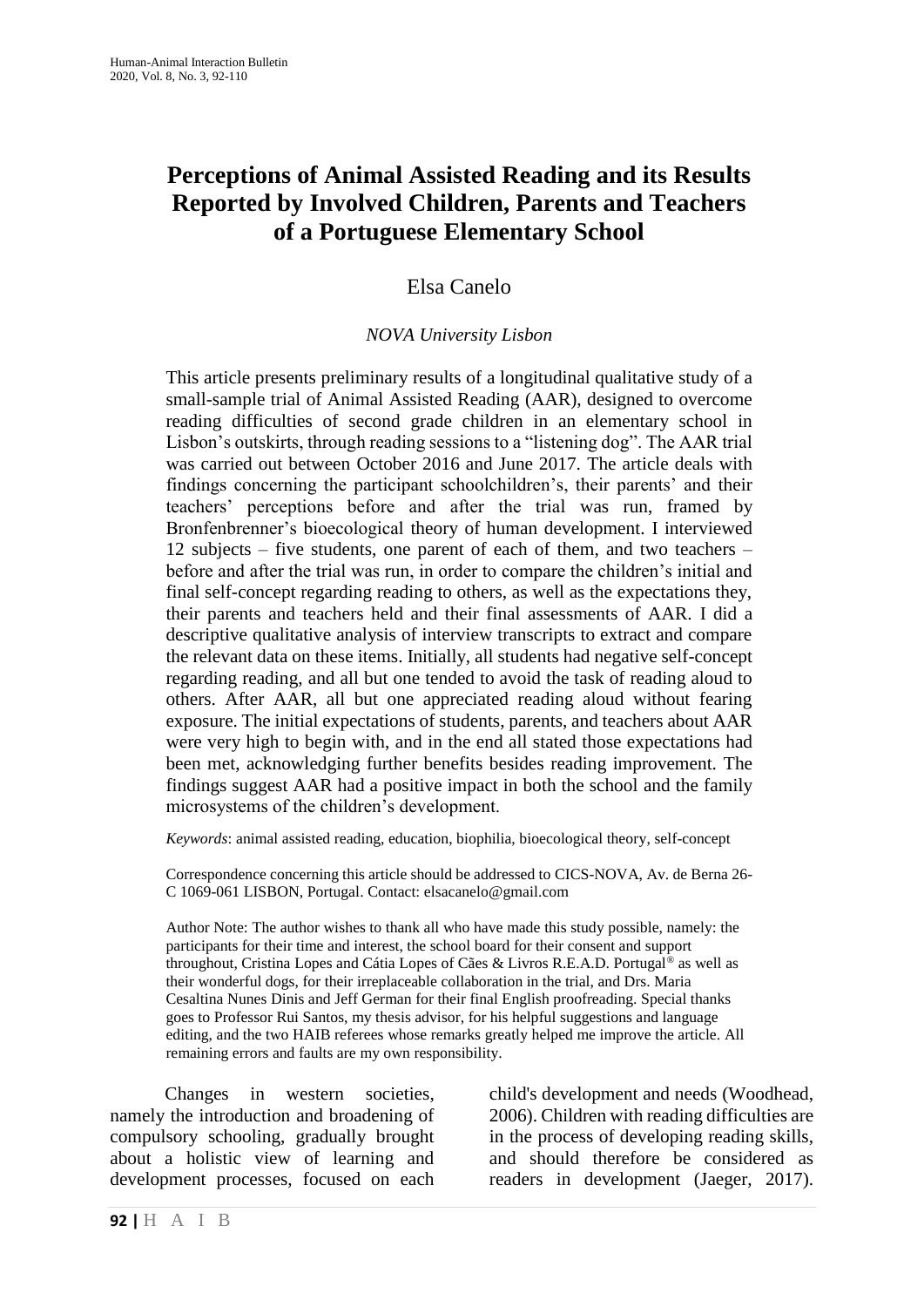# Perceptions of Animal Assisted Reading and its Results Reported by Involved Children, Parents and Teachers of a Portuguese Elementary School

Elsa Canelo

*NOVA University Lisbon*

This article presents preliminary results of a longitudinal qualitative study of a small-sample trial of Animal Assisted Reading (AAR), designed to overcome reading difficulties of second grade children in an elementary school in Lisbon's outskirts, through reading sessions to a "listening dog". The AAR trial was carried out between October 2016 and June 2017. The article deals with findings concerning the participant schoolchildren's, their parents' and their teachers' perceptions before and after the trial was run, framed by Bronfenbrenner's bioecological theory of human development. I interviewed 12 subjects – five students, one parent of each of them, and two teachers – before and after the trial was run, in order to compare the children's initial and final self-concept regarding reading to others, as well as the expectations they, their parents and teachers held and their final assessments of AAR. I did a descriptive qualitative analysis of interview transcripts to extract and compare the relevant data on these items. Initially, all students had negative self-concept regarding reading, and all but one tended to avoid the task of reading aloud to others. After AAR, all but one appreciated reading aloud without fearing exposure. The initial expectations of students, parents, and teachers about AAR were very high to begin with, and in the end all stated those expectations had been met, acknowledging further benefits besides reading improvement. The findings suggest AAR had a positive impact in both the school and the family microsystems of the children's development.

*Keywords*: animal assisted reading, education, biophilia, bioecological theory, self-concept

Correspondence concerning this article should be addressed to CICS-NOVA, Av. de Berna 26-C 1069-061 LISBON, Portugal. Contact: elsacanelo@gmail.com

Author Note: The author wishes to thank all who have made this study possible, namely: the participants for their time and interest, the school board for their consent and support throughout, Cristina Lopes and Cátia Lopes of Cães & Livros R.E.A.D. Portugal® as well as their wonderful dogs, for their irreplaceable collaboration in the trial, and Drs. Maria Cesaltina Nunes Dinis and Jeff German for their final English proofreading. Special thanks goes to Professor Rui Santos, my thesis advisor, for his helpful suggestions and language editing, and the two HAIB referees whose remarks greatly helped me improve the article. All remaining errors and faults are my own responsibility.

Changes in western societies, namely the introduction and broadening of compulsory schooling, gradually brought about a holistic view of learning and development processes, focused on each child's development and needs (Woodhead, 2006). Children with reading difficulties are in the process of developing reading skills, and should therefore be considered as readers in development (Jaeger, 2017).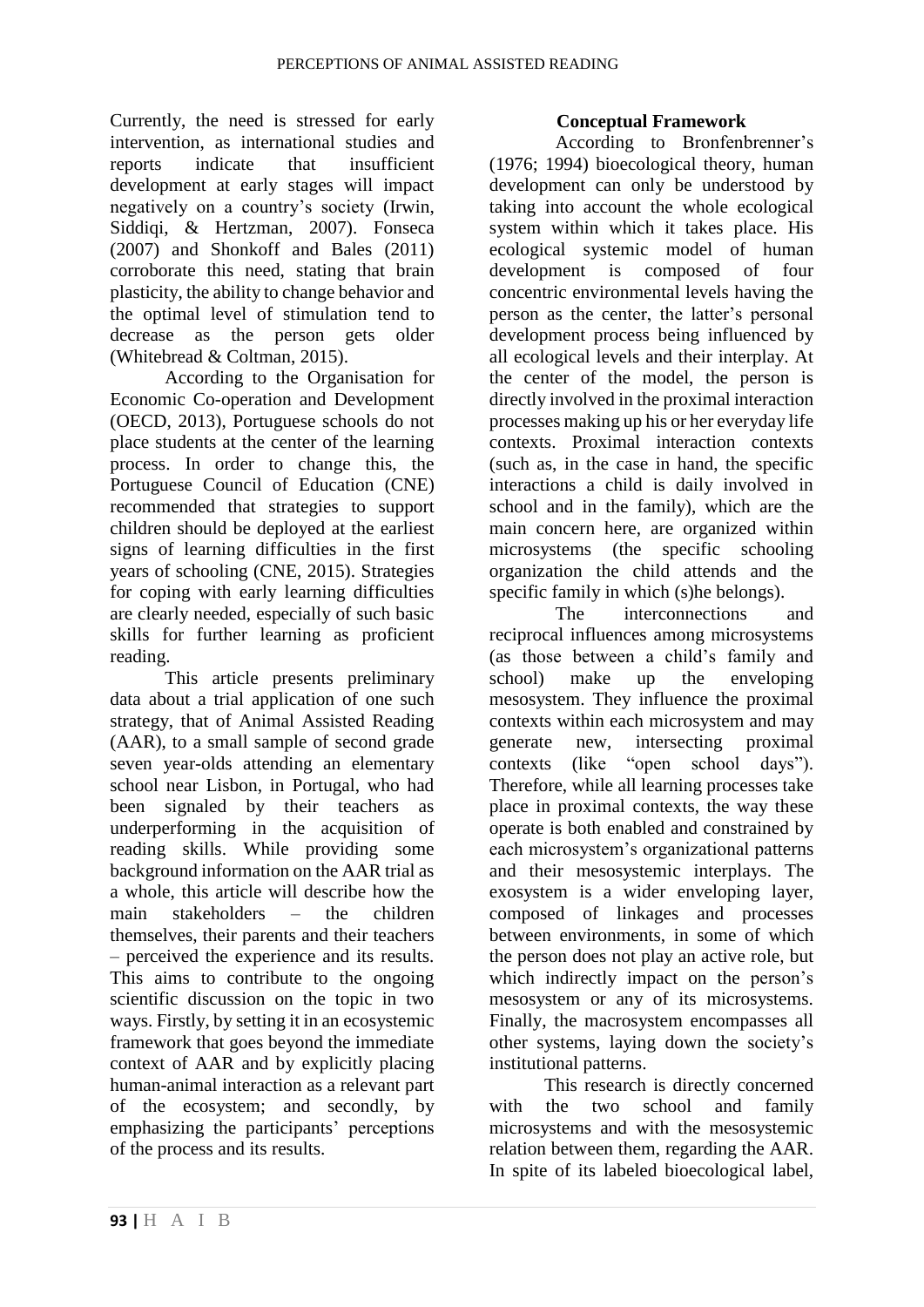Currently, the need is stressed for early intervention, as international studies and reports indicate that insufficient development at early stages will impact negatively on a country's society (Irwin, Siddiqi, & Hertzman, 2007). Fonseca (2007) and Shonkoff and Bales (2011) corroborate this need, stating that brain plasticity, the ability to change behavior and the optimal level of stimulation tend to decrease as the person gets older (Whitebread & Coltman, 2015).

According to the Organisation for Economic Co-operation and Development (OECD, 2013), Portuguese schools do not place students at the center of the learning process. In order to change this, the Portuguese Council of Education (CNE) recommended that strategies to support children should be deployed at the earliest signs of learning difficulties in the first years of schooling (CNE, 2015). Strategies for coping with early learning difficulties are clearly needed, especially of such basic skills for further learning as proficient reading.

This article presents preliminary data about a trial application of one such strategy, that of Animal Assisted Reading (AAR), to a small sample of second grade seven year-olds attending an elementary school near Lisbon, in Portugal, who had been signaled by their teachers as underperforming in the acquisition of reading skills. While providing some background information on the AAR trial as a whole, this article will describe how the main stakeholders – the children themselves, their parents and their teachers – perceived the experience and its results. This aims to contribute to the ongoing scientific discussion on the topic in two ways. Firstly, by setting it in an ecosystemic framework that goes beyond the immediate context of AAR and by explicitly placing human-animal interaction as a relevant part of the ecosystem; and secondly, by emphasizing the participants' perceptions of the process and its results.

## Conceptual Framework

According to Bronfenbrenner's (1976; 1994) bioecological theory, human development can only be understood by taking into account the whole ecological system within which it takes place. His ecological systemic model of human development is composed of four concentric environmental levels having the person as the center, the latter's personal development process being influenced by all ecological levels and their interplay. At the center of the model, the person is directly involved in the proximal interaction processes making up his or her everyday life contexts. Proximal interaction contexts (such as, in the case in hand, the specific interactions a child is daily involved in school and in the family), which are the main concern here, are organized within microsystems (the specific schooling organization the child attends and the specific family in which (s)he belongs).

The interconnections and reciprocal influences among microsystems (as those between a child's family and school) make up the enveloping mesosystem. They influence the proximal contexts within each microsystem and may generate new, intersecting proximal contexts (like "open school days"). Therefore, while all learning processes take place in proximal contexts, the way these operate is both enabled and constrained by each microsystem's organizational patterns and their mesosystemic interplays. The exosystem is a wider enveloping layer, composed of linkages and processes between environments, in some of which the person does not play an active role, but which indirectly impact on the person's mesosystem or any of its microsystems. Finally, the macrosystem encompasses all other systems, laying down the society's institutional patterns.

This research is directly concerned with the two school and family microsystems and with the mesosystemic relation between them, regarding the AAR. In spite of its labeled bioecological label,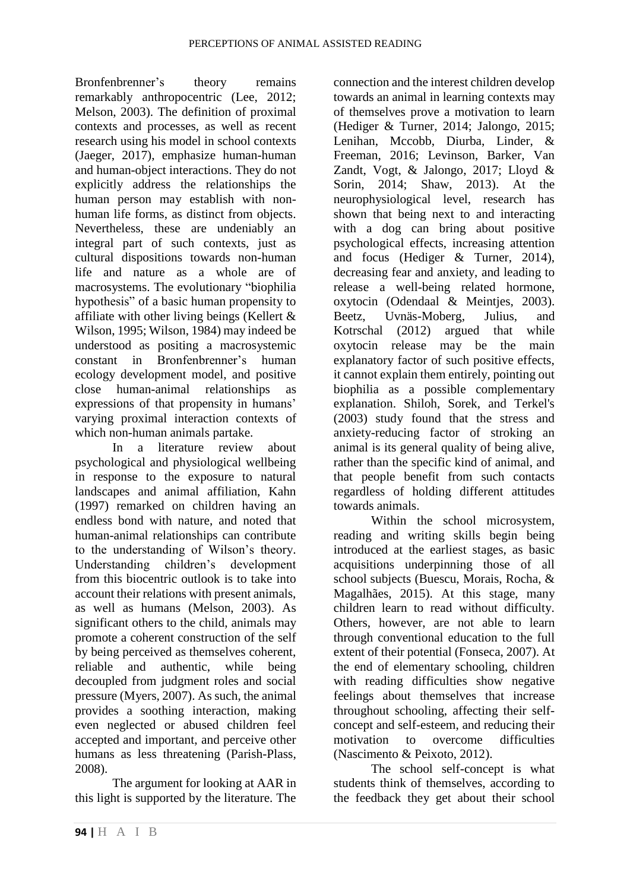Bronfenbrenner's theory remains remarkably anthropocentric (Lee, 2012; Melson, 2003). The definition of proximal contexts and processes, as well as recent research using his model in school contexts (Jaeger, 2017), emphasize human-human and human-object interactions. They do not explicitly address the relationships the human person may establish with non-human life forms, as distinct from objects. Nevertheless, these are undeniably an integral part of such contexts, just as cultural dispositions towards non-human life and nature as a whole are of macrosystems. The evolutionary "biophilia hypothesis" of a basic human propensity to affiliate with other living beings (Kellert & Wilson, 1995; Wilson, 1984) may indeed be understood as positing a macrosystemic constant in Bronfenbrenner's human ecology development model, and positive close human-animal relationships as expressions of that propensity in humans' varying proximal interaction contexts of which non-human animals partake.

In a literature review about psychological and physiological wellbeing in response to the exposure to natural landscapes and animal affiliation, Kahn (1997) remarked on children having an endless bond with nature, and noted that human-animal relationships can contribute to the understanding of Wilson's theory. Understanding children's development from this biocentric outlook is to take into account their relations with present animals, as well as humans (Melson, 2003). As significant others to the child, animals may promote a coherent construction of the self by being perceived as themselves coherent, reliable and authentic, while being decoupled from judgment roles and social pressure (Myers, 2007). As such, the animal provides a soothing interaction, making even neglected or abused children feel accepted and important, and perceive other humans as less threatening (Parish-Plass, 2008).

The argument for looking at AAR in this light is supported by the literature. The connection and the interest children develop towards an animal in learning contexts may of themselves prove a motivation to learn (Hediger & Turner, 2014; Jalongo, 2015; Lenihan, Mccobb, Diurba, Linder, & Freeman, 2016; Levinson, Barker, Van Zandt, Vogt, & Jalongo, 2017; Lloyd & Sorin, 2014; Shaw, 2013). At the neurophysiological level, research has shown that being next to and interacting with a dog can bring about positive psychological effects, increasing attention and focus (Hediger & Turner, 2014), decreasing fear and anxiety, and leading to release a well-being related hormone, oxytocin (Odendaal & Meintjes, 2003). Beetz, Uvnäs-Moberg, Julius, and Kotrschal (2012) argued that while oxytocin release may be the main explanatory factor of such positive effects, it cannot explain them entirely, pointing out biophilia as a possible complementary explanation. Shiloh, Sorek, and Terkel's (2003) study found that the stress and anxiety-reducing factor of stroking an animal is its general quality of being alive, rather than the specific kind of animal, and that people benefit from such contacts regardless of holding different attitudes towards animals.

Within the school microsystem, reading and writing skills begin being introduced at the earliest stages, as basic acquisitions underpinning those of all school subjects (Buescu, Morais, Rocha, & Magalhães, 2015). At this stage, many children learn to read without difficulty. Others, however, are not able to learn through conventional education to the full extent of their potential (Fonseca, 2007). At the end of elementary schooling, children with reading difficulties show negative feelings about themselves that increase throughout schooling, affecting their self-concept and self-esteem, and reducing their motivation to overcome difficulties (Nascimento & Peixoto, 2012).

The school self-concept is what students think of themselves, according to the feedback they get about their school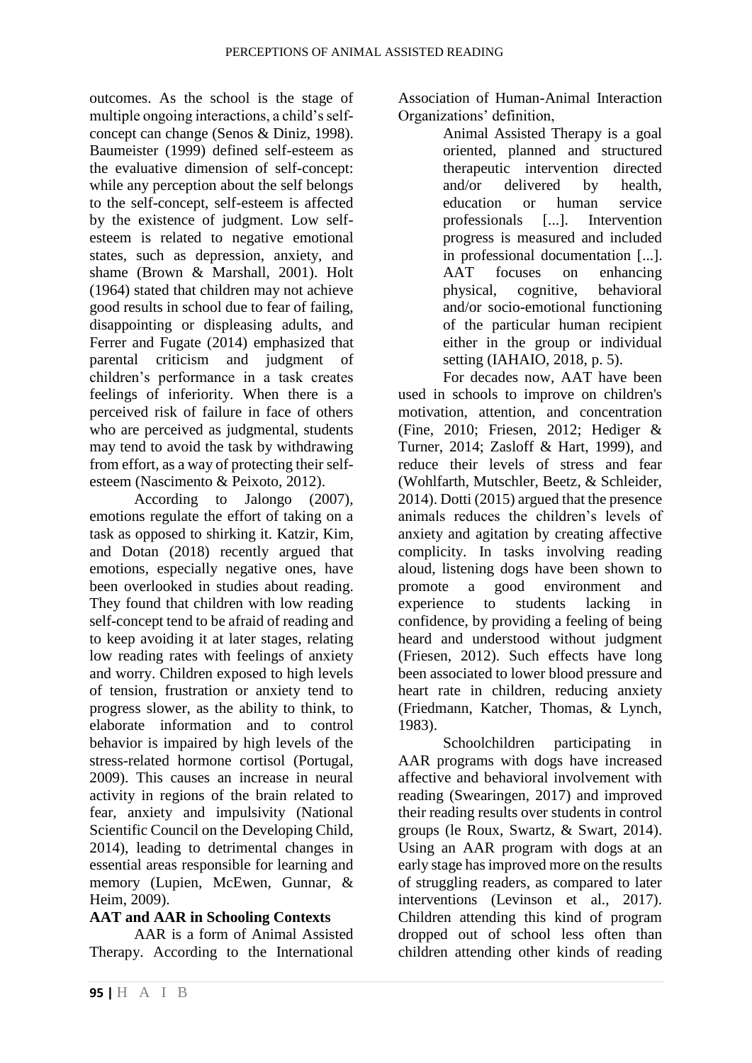outcomes. As the school is the stage of multiple ongoing interactions, a child's self-concept can change (Senos & Diniz, 1998). Baumeister (1999) defined self-esteem as the evaluative dimension of self-concept: while any perception about the self belongs to the self-concept, self-esteem is affected by the existence of judgment. Low self-esteem is related to negative emotional states, such as depression, anxiety, and shame (Brown & Marshall, 2001). Holt (1964) stated that children may not achieve good results in school due to fear of failing, disappointing or displeasing adults, and Ferrer and Fugate (2014) emphasized that parental criticism and judgment of children's performance in a task creates feelings of inferiority. When there is a perceived risk of failure in face of others who are perceived as judgmental, students may tend to avoid the task by withdrawing from effort, as a way of protecting their self-esteem (Nascimento & Peixoto, 2012).

According to Jalongo (2007), emotions regulate the effort of taking on a task as opposed to shirking it. Katzir, Kim, and Dotan (2018) recently argued that emotions, especially negative ones, have been overlooked in studies about reading. They found that children with low reading self-concept tend to be afraid of reading and to keep avoiding it at later stages, relating low reading rates with feelings of anxiety and worry. Children exposed to high levels of tension, frustration or anxiety tend to progress slower, as the ability to think, to elaborate information and to control behavior is impaired by high levels of the stress-related hormone cortisol (Portugal, 2009). This causes an increase in neural activity in regions of the brain related to fear, anxiety and impulsivity (National Scientific Council on the Developing Child, 2014), leading to detrimental changes in essential areas responsible for learning and memory (Lupien, McEwen, Gunnar, & Heim, 2009).

**AAT and AAR in Schooling Contexts**

AAR is a form of Animal Assisted Therapy. According to the International Association of Human-Animal Interaction Organizations' definition,

> Animal Assisted Therapy is a goal oriented, planned and structured therapeutic intervention directed and/or delivered by health, education or human service professionals [...]. Intervention progress is measured and included in professional documentation [...]. AAT focuses on enhancing physical, cognitive, behavioral and/or socio-emotional functioning of the particular human recipient either in the group or individual setting (IAHAIO, 2018, p. 5).

For decades now, AAT have been used in schools to improve on children's motivation, attention, and concentration (Fine, 2010; Friesen, 2012; Hediger & Turner, 2014; Zasloff & Hart, 1999), and reduce their levels of stress and fear (Wohlfarth, Mutschler, Beetz, & Schleider, 2014). Dotti (2015) argued that the presence animals reduces the children's levels of anxiety and agitation by creating affective complicity. In tasks involving reading aloud, listening dogs have been shown to promote a good environment and experience to students lacking in confidence, by providing a feeling of being heard and understood without judgment (Friesen, 2012). Such effects have long been associated to lower blood pressure and heart rate in children, reducing anxiety (Friedmann, Katcher, Thomas, & Lynch, 1983).

Schoolchildren participating in AAR programs with dogs have increased affective and behavioral involvement with reading (Swearingen, 2017) and improved their reading results over students in control groups (le Roux, Swartz, & Swart, 2014). Using an AAR program with dogs at an early stage has improved more on the results of struggling readers, as compared to later interventions (Levinson et al., 2017). Children attending this kind of program dropped out of school less often than children attending other kinds of reading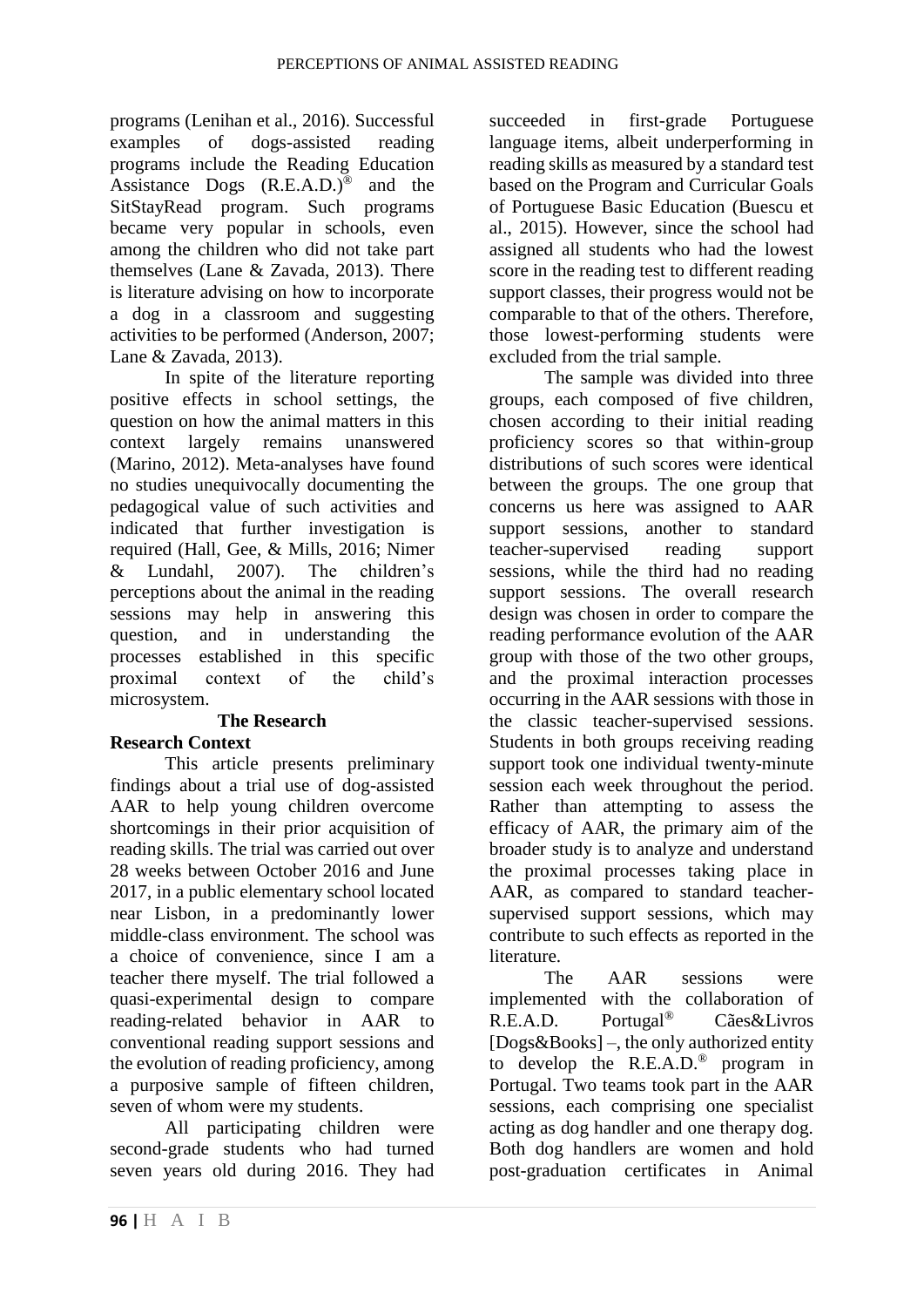programs (Lenihan et al., 2016). Successful examples of dogs-assisted reading programs include the Reading Education Assistance Dogs (R.E.A.D.)® and the SitStayRead program. Such programs became very popular in schools, even among the children who did not take part themselves (Lane & Zavada, 2013). There is literature advising on how to incorporate a dog in a classroom and suggesting activities to be performed (Anderson, 2007; Lane & Zavada, 2013).

In spite of the literature reporting positive effects in school settings, the question on how the animal matters in this context largely remains unanswered (Marino, 2012). Meta-analyses have found no studies unequivocally documenting the pedagogical value of such activities and indicated that further investigation is required (Hall, Gee, & Mills, 2016; Nimer & Lundahl, 2007). The children's perceptions about the animal in the reading sessions may help in answering this question, and in understanding the processes established in this specific proximal context of the child's microsystem.

## The Research

### Research Context

This article presents preliminary findings about a trial use of dog-assisted AAR to help young children overcome shortcomings in their prior acquisition of reading skills. The trial was carried out over 28 weeks between October 2016 and June 2017, in a public elementary school located near Lisbon, in a predominantly lower middle-class environment. The school was a choice of convenience, since I am a teacher there myself. The trial followed a quasi-experimental design to compare reading-related behavior in AAR to conventional reading support sessions and the evolution of reading proficiency, among a purposive sample of fifteen children, seven of whom were my students.

All participating children were second-grade students who had turned seven years old during 2016. They had succeeded in first-grade Portuguese language items, albeit underperforming in reading skills as measured by a standard test based on the Program and Curricular Goals of Portuguese Basic Education (Buescu et al., 2015). However, since the school had assigned all students who had the lowest score in the reading test to different reading support classes, their progress would not be comparable to that of the others. Therefore, those lowest-performing students were excluded from the trial sample.

The sample was divided into three groups, each composed of five children, chosen according to their initial reading proficiency scores so that within-group distributions of such scores were identical between the groups. The one group that concerns us here was assigned to AAR support sessions, another to standard teacher-supervised reading support sessions, while the third had no reading support sessions. The overall research design was chosen in order to compare the reading performance evolution of the AAR group with those of the two other groups, and the proximal interaction processes occurring in the AAR sessions with those in the classic teacher-supervised sessions. Students in both groups receiving reading support took one individual twenty-minute session each week throughout the period. Rather than attempting to assess the efficacy of AAR, the primary aim of the broader study is to analyze and understand the proximal processes taking place in AAR, as compared to standard teacher-supervised support sessions, which may contribute to such effects as reported in the literature.

The AAR sessions were implemented with the collaboration of R.E.A.D. Portugal® Cães&Livros [Dogs&Books] –, the only authorized entity to develop the R.E.A.D.® program in Portugal. Two teams took part in the AAR sessions, each comprising one specialist acting as dog handler and one therapy dog. Both dog handlers are women and hold post-graduation certificates in Animal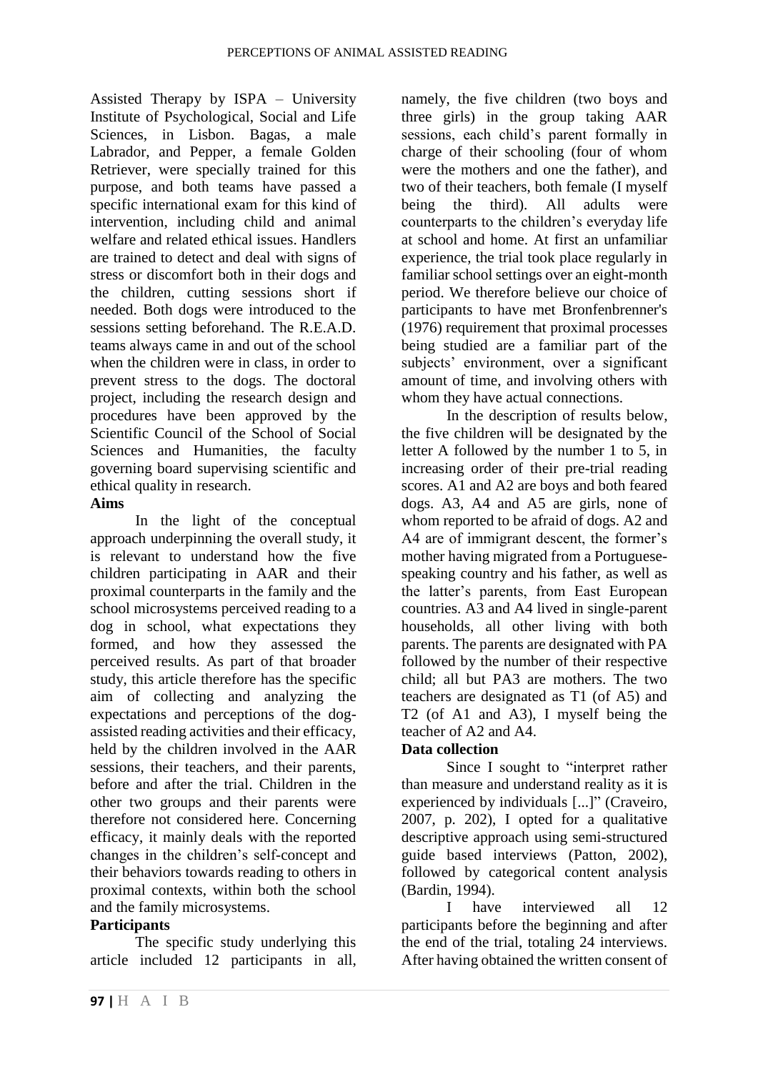Assisted Therapy by ISPA – University Institute of Psychological, Social and Life Sciences, in Lisbon. Bagas, a male Labrador, and Pepper, a female Golden Retriever, were specially trained for this purpose, and both teams have passed a specific international exam for this kind of intervention, including child and animal welfare and related ethical issues. Handlers are trained to detect and deal with signs of stress or discomfort both in their dogs and the children, cutting sessions short if needed. Both dogs were introduced to the sessions setting beforehand. The R.E.A.D. teams always came in and out of the school when the children were in class, in order to prevent stress to the dogs. The doctoral project, including the research design and procedures have been approved by the Scientific Council of the School of Social Sciences and Humanities, the faculty governing board supervising scientific and ethical quality in research.

**Aims**

In the light of the conceptual approach underpinning the overall study, it is relevant to understand how the five children participating in AAR and their proximal counterparts in the family and the school microsystems perceived reading to a dog in school, what expectations they formed, and how they assessed the perceived results. As part of that broader study, this article therefore has the specific aim of collecting and analyzing the expectations and perceptions of the dog-assisted reading activities and their efficacy, held by the children involved in the AAR sessions, their teachers, and their parents, before and after the trial. Children in the other two groups and their parents were therefore not considered here. Concerning efficacy, it mainly deals with the reported changes in the children's self-concept and their behaviors towards reading to others in proximal contexts, within both the school and the family microsystems.

**Participants**

The specific study underlying this article included 12 participants in all, namely, the five children (two boys and three girls) in the group taking AAR sessions, each child's parent formally in charge of their schooling (four of whom were the mothers and one the father), and two of their teachers, both female (I myself being the third). All adults were counterparts to the children's everyday life at school and home. At first an unfamiliar experience, the trial took place regularly in familiar school settings over an eight-month period. We therefore believe our choice of participants to have met Bronfenbrenner's (1976) requirement that proximal processes being studied are a familiar part of the subjects' environment, over a significant amount of time, and involving others with whom they have actual connections.

In the description of results below, the five children will be designated by the letter A followed by the number 1 to 5, in increasing order of their pre-trial reading scores. A1 and A2 are boys and both feared dogs. A3, A4 and A5 are girls, none of whom reported to be afraid of dogs. A2 and A4 are of immigrant descent, the former's mother having migrated from a Portuguese-speaking country and his father, as well as the latter's parents, from East European countries. A3 and A4 lived in single-parent households, all other living with both parents. The parents are designated with PA followed by the number of their respective child; all but PA3 are mothers. The two teachers are designated as T1 (of A5) and T2 (of A1 and A3), I myself being the teacher of A2 and A4.

**Data collection**

Since I sought to "interpret rather than measure and understand reality as it is experienced by individuals [...]" (Craveiro, 2007, p. 202), I opted for a qualitative descriptive approach using semi-structured guide based interviews (Patton, 2002), followed by categorical content analysis (Bardin, 1994).

I have interviewed all 12 participants before the beginning and after the end of the trial, totaling 24 interviews. After having obtained the written consent of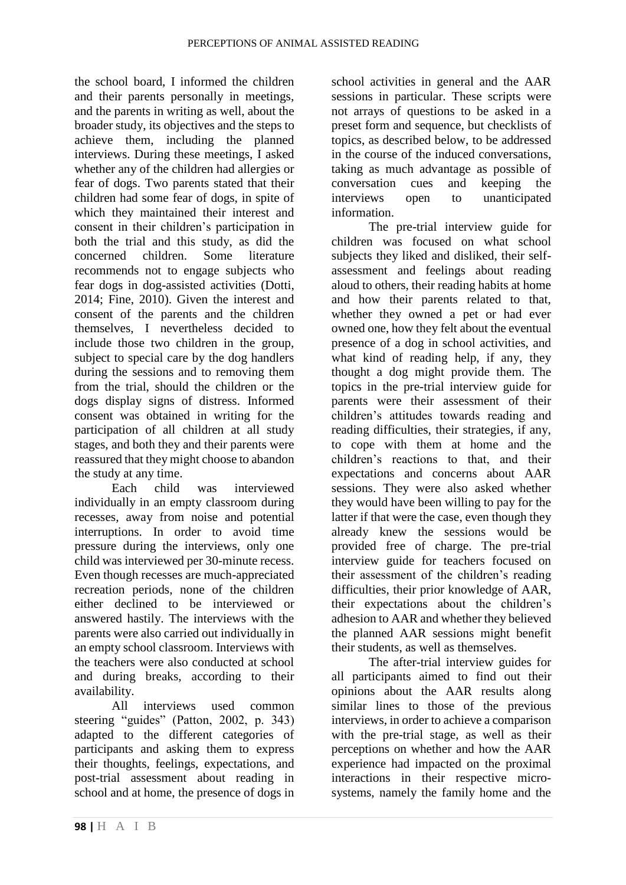the school board, I informed the children and their parents personally in meetings, and the parents in writing as well, about the broader study, its objectives and the steps to achieve them, including the planned interviews. During these meetings, I asked whether any of the children had allergies or fear of dogs. Two parents stated that their children had some fear of dogs, in spite of which they maintained their interest and consent in their children's participation in both the trial and this study, as did the concerned children. Some literature recommends not to engage subjects who fear dogs in dog-assisted activities (Dotti, 2014; Fine, 2010). Given the interest and consent of the parents and the children themselves, I nevertheless decided to include those two children in the group, subject to special care by the dog handlers during the sessions and to removing them from the trial, should the children or the dogs display signs of distress. Informed consent was obtained in writing for the participation of all children at all study stages, and both they and their parents were reassured that they might choose to abandon the study at any time.

Each child was interviewed individually in an empty classroom during recesses, away from noise and potential interruptions. In order to avoid time pressure during the interviews, only one child was interviewed per 30-minute recess. Even though recesses are much-appreciated recreation periods, none of the children either declined to be interviewed or answered hastily. The interviews with the parents were also carried out individually in an empty school classroom. Interviews with the teachers were also conducted at school and during breaks, according to their availability.

All interviews used common steering "guides" (Patton, 2002, p. 343) adapted to the different categories of participants and asking them to express their thoughts, feelings, expectations, and post-trial assessment about reading in school and at home, the presence of dogs in school activities in general and the AAR sessions in particular. These scripts were not arrays of questions to be asked in a preset form and sequence, but checklists of topics, as described below, to be addressed in the course of the induced conversations, taking as much advantage as possible of conversation cues and keeping the interviews open to unanticipated information.

The pre-trial interview guide for children was focused on what school subjects they liked and disliked, their self-assessment and feelings about reading aloud to others, their reading habits at home and how their parents related to that, whether they owned a pet or had ever owned one, how they felt about the eventual presence of a dog in school activities, and what kind of reading help, if any, they thought a dog might provide them. The topics in the pre-trial interview guide for parents were their assessment of their children's attitudes towards reading and reading difficulties, their strategies, if any, to cope with them at home and the children's reactions to that, and their expectations and concerns about AAR sessions. They were also asked whether they would have been willing to pay for the latter if that were the case, even though they already knew the sessions would be provided free of charge. The pre-trial interview guide for teachers focused on their assessment of the children's reading difficulties, their prior knowledge of AAR, their expectations about the children's adhesion to AAR and whether they believed the planned AAR sessions might benefit their students, as well as themselves.

The after-trial interview guides for all participants aimed to find out their opinions about the AAR results along similar lines to those of the previous interviews, in order to achieve a comparison with the pre-trial stage, as well as their perceptions on whether and how the AAR experience had impacted on the proximal interactions in their respective micro-systems, namely the family home and the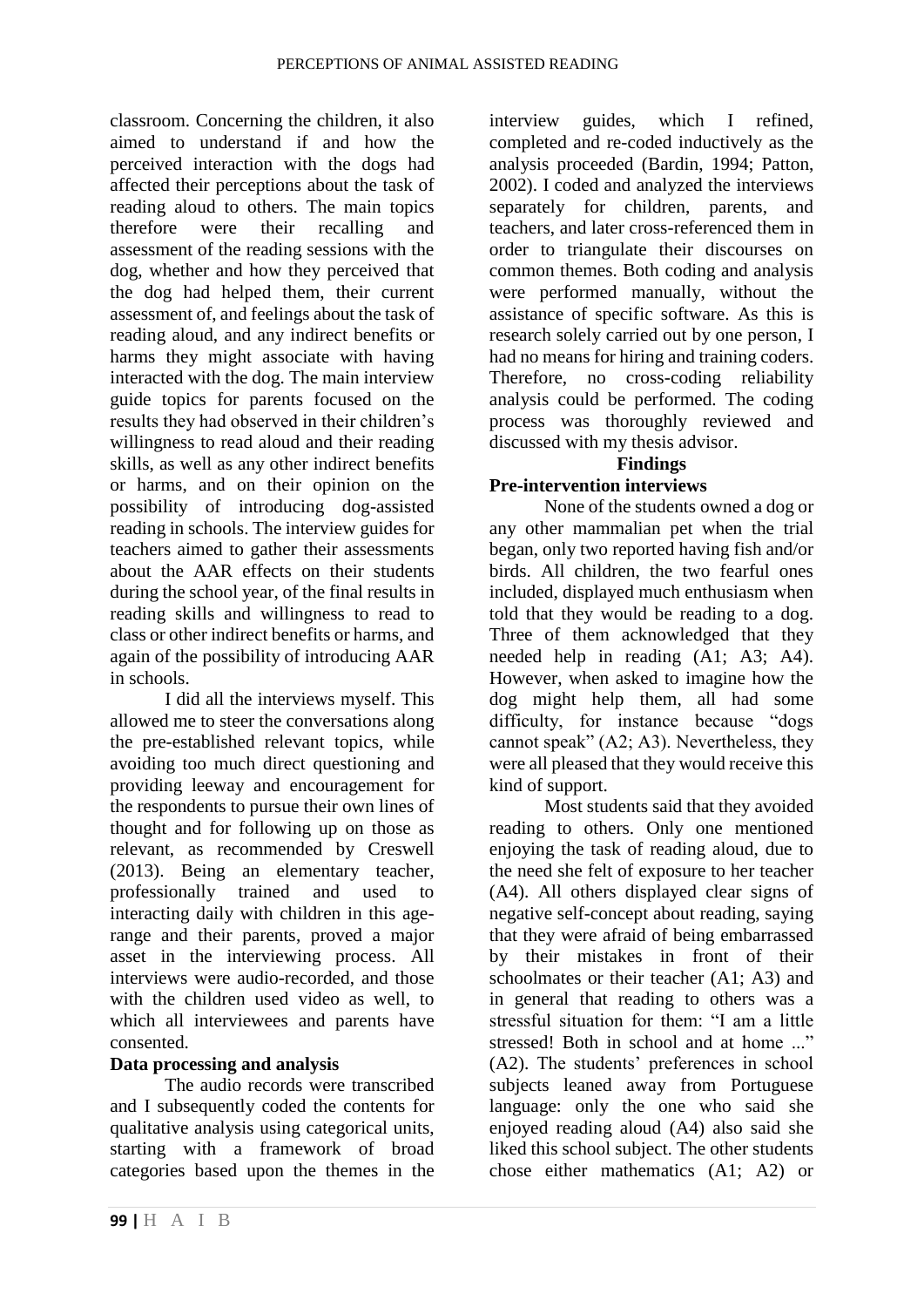classroom. Concerning the children, it also aimed to understand if and how the perceived interaction with the dogs had affected their perceptions about the task of reading aloud to others. The main topics therefore were their recalling and assessment of the reading sessions with the dog, whether and how they perceived that the dog had helped them, their current assessment of, and feelings about the task of reading aloud, and any indirect benefits or harms they might associate with having interacted with the dog. The main interview guide topics for parents focused on the results they had observed in their children's willingness to read aloud and their reading skills, as well as any other indirect benefits or harms, and on their opinion on the possibility of introducing dog-assisted reading in schools. The interview guides for teachers aimed to gather their assessments about the AAR effects on their students during the school year, of the final results in reading skills and willingness to read to class or other indirect benefits or harms, and again of the possibility of introducing AAR in schools.

I did all the interviews myself. This allowed me to steer the conversations along the pre-established relevant topics, while avoiding too much direct questioning and providing leeway and encouragement for the respondents to pursue their own lines of thought and for following up on those as relevant, as recommended by Creswell (2013). Being an elementary teacher, professionally trained and used to interacting daily with children in this age-range and their parents, proved a major asset in the interviewing process. All interviews were audio-recorded, and those with the children used video as well, to which all interviewees and parents have consented.

**Data processing and analysis**

The audio records were transcribed and I subsequently coded the contents for qualitative analysis using categorical units, starting with a framework of broad categories based upon the themes in the interview guides, which I refined, completed and re-coded inductively as the analysis proceeded (Bardin, 1994; Patton, 2002). I coded and analyzed the interviews separately for children, parents, and teachers, and later cross-referenced them in order to triangulate their discourses on common themes. Both coding and analysis were performed manually, without the assistance of specific software. As this is research solely carried out by one person, I had no means for hiring and training coders. Therefore, no cross-coding reliability analysis could be performed. The coding process was thoroughly reviewed and discussed with my thesis advisor.

## Findings

**Pre-intervention interviews**

None of the students owned a dog or any other mammalian pet when the trial began, only two reported having fish and/or birds. All children, the two fearful ones included, displayed much enthusiasm when told that they would be reading to a dog. Three of them acknowledged that they needed help in reading (A1; A3; A4). However, when asked to imagine how the dog might help them, all had some difficulty, for instance because "dogs cannot speak" (A2; A3). Nevertheless, they were all pleased that they would receive this kind of support.

Most students said that they avoided reading to others. Only one mentioned enjoying the task of reading aloud, due to the need she felt of exposure to her teacher (A4). All others displayed clear signs of negative self-concept about reading, saying that they were afraid of being embarrassed by their mistakes in front of their schoolmates or their teacher (A1; A3) and in general that reading to others was a stressful situation for them: "I am a little stressed! Both in school and at home ..." (A2). The students' preferences in school subjects leaned away from Portuguese language: only the one who said she enjoyed reading aloud (A4) also said she liked this school subject. The other students chose either mathematics (A1; A2) or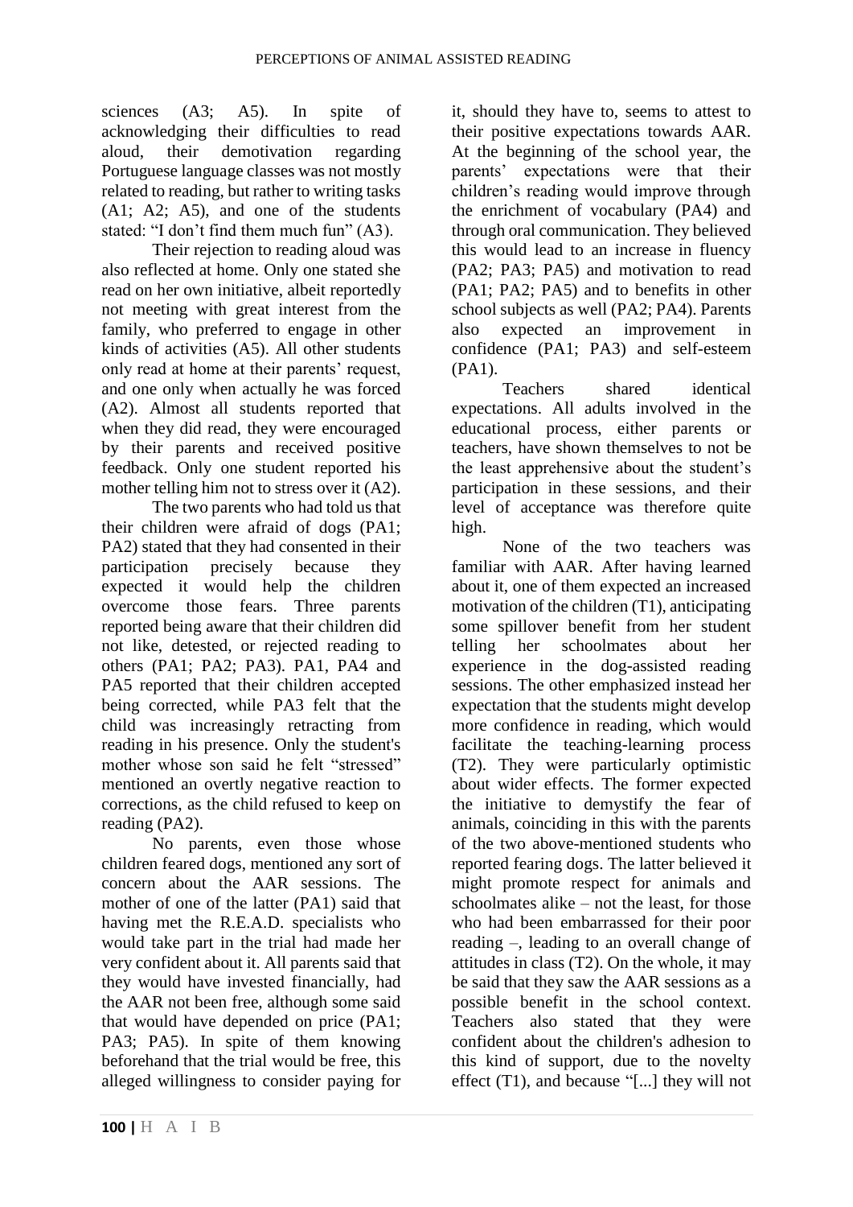sciences (A3; A5). In spite of acknowledging their difficulties to read aloud, their demotivation regarding Portuguese language classes was not mostly related to reading, but rather to writing tasks (A1; A2; A5), and one of the students stated: "I don't find them much fun" (A3).

Their rejection to reading aloud was also reflected at home. Only one stated she read on her own initiative, albeit reportedly not meeting with great interest from the family, who preferred to engage in other kinds of activities (A5). All other students only read at home at their parents' request, and one only when actually he was forced (A2). Almost all students reported that when they did read, they were encouraged by their parents and received positive feedback. Only one student reported his mother telling him not to stress over it (A2).

The two parents who had told us that their children were afraid of dogs (PA1; PA2) stated that they had consented in their participation precisely because they expected it would help the children overcome those fears. Three parents reported being aware that their children did not like, detested, or rejected reading to others (PA1; PA2; PA3). PA1, PA4 and PA5 reported that their children accepted being corrected, while PA3 felt that the child was increasingly retracting from reading in his presence. Only the student's mother whose son said he felt "stressed" mentioned an overtly negative reaction to corrections, as the child refused to keep on reading (PA2).

No parents, even those whose children feared dogs, mentioned any sort of concern about the AAR sessions. The mother of one of the latter (PA1) said that having met the R.E.A.D. specialists who would take part in the trial had made her very confident about it. All parents said that they would have invested financially, had the AAR not been free, although some said that would have depended on price (PA1; PA3; PA5). In spite of them knowing beforehand that the trial would be free, this alleged willingness to consider paying for it, should they have to, seems to attest to their positive expectations towards AAR. At the beginning of the school year, the parents' expectations were that their children's reading would improve through the enrichment of vocabulary (PA4) and through oral communication. They believed this would lead to an increase in fluency (PA2; PA3; PA5) and motivation to read (PA1; PA2; PA5) and to benefits in other school subjects as well (PA2; PA4). Parents also expected an improvement in confidence (PA1; PA3) and self-esteem (PA1).

Teachers shared identical expectations. All adults involved in the educational process, either parents or teachers, have shown themselves to not be the least apprehensive about the student's participation in these sessions, and their level of acceptance was therefore quite high.

None of the two teachers was familiar with AAR. After having learned about it, one of them expected an increased motivation of the children (T1), anticipating some spillover benefit from her student telling her schoolmates about her experience in the dog-assisted reading sessions. The other emphasized instead her expectation that the students might develop more confidence in reading, which would facilitate the teaching-learning process (T2). They were particularly optimistic about wider effects. The former expected the initiative to demystify the fear of animals, coinciding in this with the parents of the two above-mentioned students who reported fearing dogs. The latter believed it might promote respect for animals and schoolmates alike – not the least, for those who had been embarrassed for their poor reading –, leading to an overall change of attitudes in class (T2). On the whole, it may be said that they saw the AAR sessions as a possible benefit in the school context. Teachers also stated that they were confident about the children's adhesion to this kind of support, due to the novelty effect (T1), and because "[...] they will not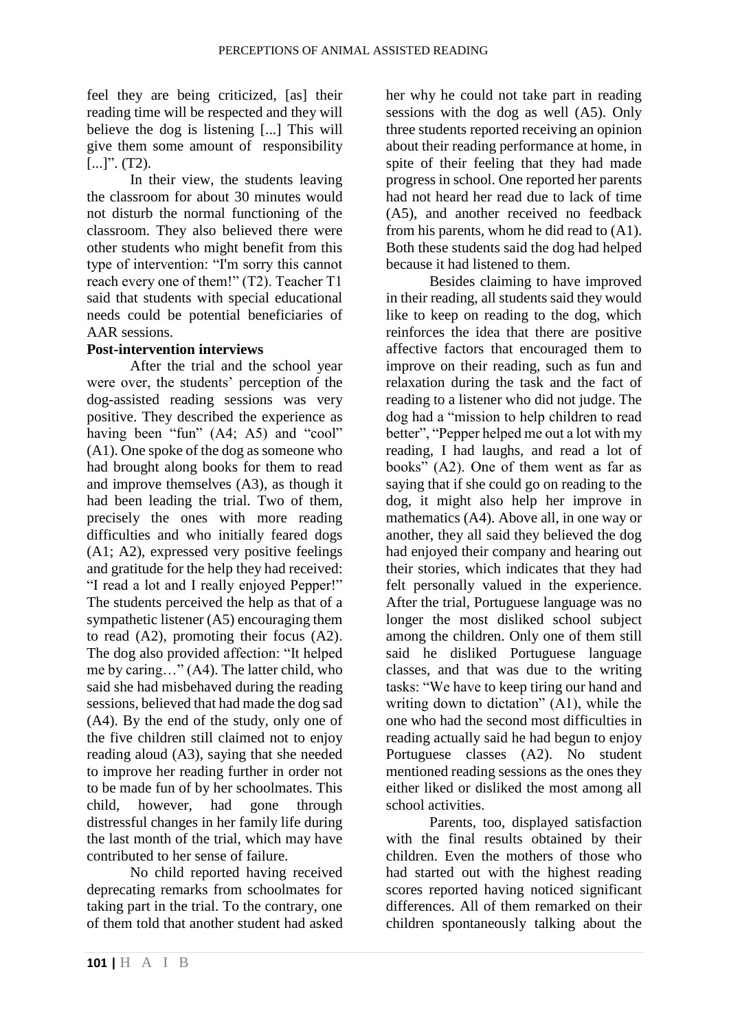feel they are being criticized, [as] their reading time will be respected and they will believe the dog is listening [...] This will give them some amount of responsibility [...]". (T2).

In their view, the students leaving the classroom for about 30 minutes would not disturb the normal functioning of the classroom. They also believed there were other students who might benefit from this type of intervention: "I'm sorry this cannot reach every one of them!" (T2). Teacher T1 said that students with special educational needs could be potential beneficiaries of AAR sessions.

**Post-intervention interviews**

After the trial and the school year were over, the students' perception of the dog-assisted reading sessions was very positive. They described the experience as having been "fun" (A4; A5) and "cool" (A1). One spoke of the dog as someone who had brought along books for them to read and improve themselves (A3), as though it had been leading the trial. Two of them, precisely the ones with more reading difficulties and who initially feared dogs (A1; A2), expressed very positive feelings and gratitude for the help they had received: "I read a lot and I really enjoyed Pepper!" The students perceived the help as that of a sympathetic listener (A5) encouraging them to read (A2), promoting their focus (A2). The dog also provided affection: "It helped me by caring…" (A4). The latter child, who said she had misbehaved during the reading sessions, believed that had made the dog sad (A4). By the end of the study, only one of the five children still claimed not to enjoy reading aloud (A3), saying that she needed to improve her reading further in order not to be made fun of by her schoolmates. This child, however, had gone through distressful changes in her family life during the last month of the trial, which may have contributed to her sense of failure.

No child reported having received deprecating remarks from schoolmates for taking part in the trial. To the contrary, one of them told that another student had asked her why he could not take part in reading sessions with the dog as well (A5). Only three students reported receiving an opinion about their reading performance at home, in spite of their feeling that they had made progress in school. One reported her parents had not heard her read due to lack of time (A5), and another received no feedback from his parents, whom he did read to (A1). Both these students said the dog had helped because it had listened to them.

Besides claiming to have improved in their reading, all students said they would like to keep on reading to the dog, which reinforces the idea that there are positive affective factors that encouraged them to improve on their reading, such as fun and relaxation during the task and the fact of reading to a listener who did not judge. The dog had a "mission to help children to read better", "Pepper helped me out a lot with my reading, I had laughs, and read a lot of books" (A2). One of them went as far as saying that if she could go on reading to the dog, it might also help her improve in mathematics (A4). Above all, in one way or another, they all said they believed the dog had enjoyed their company and hearing out their stories, which indicates that they had felt personally valued in the experience. After the trial, Portuguese language was no longer the most disliked school subject among the children. Only one of them still said he disliked Portuguese language classes, and that was due to the writing tasks: "We have to keep tiring our hand and writing down to dictation" (A1), while the one who had the second most difficulties in reading actually said he had begun to enjoy Portuguese classes (A2). No student mentioned reading sessions as the ones they either liked or disliked the most among all school activities.

Parents, too, displayed satisfaction with the final results obtained by their children. Even the mothers of those who had started out with the highest reading scores reported having noticed significant differences. All of them remarked on their children spontaneously talking about the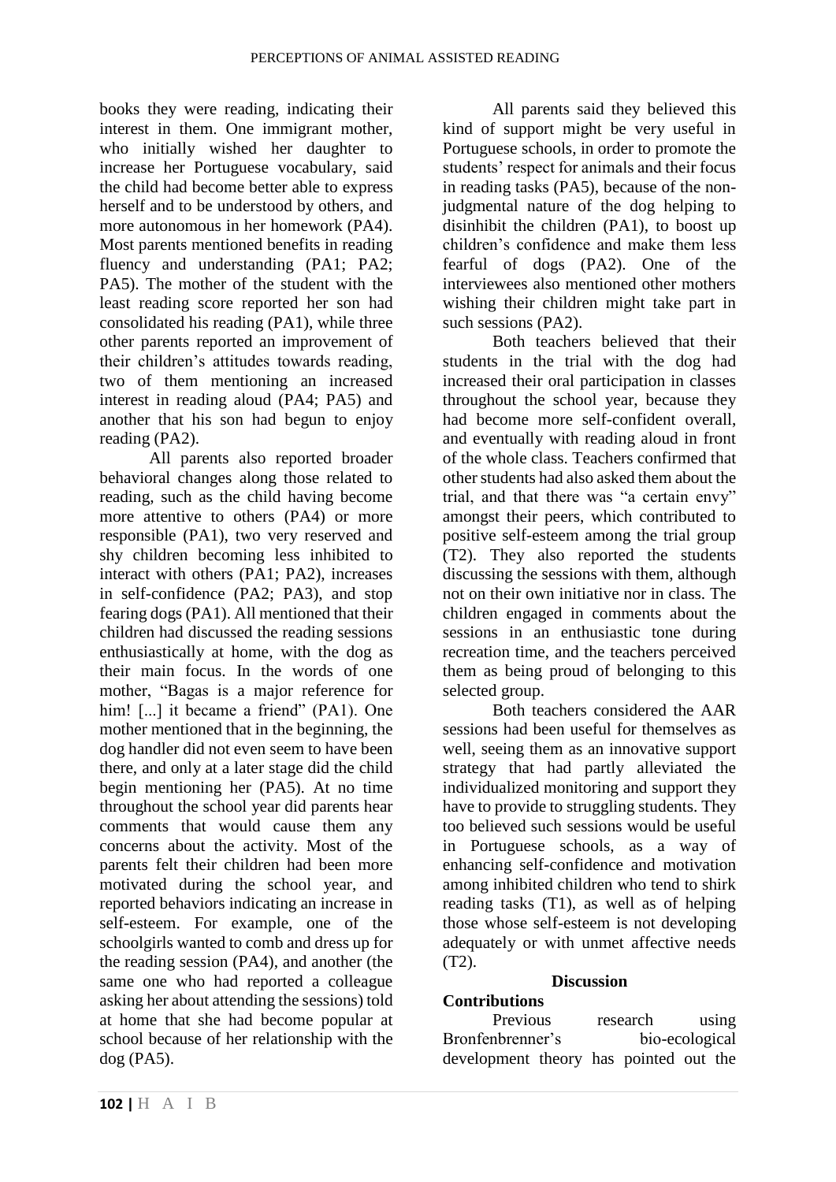books they were reading, indicating their interest in them. One immigrant mother, who initially wished her daughter to increase her Portuguese vocabulary, said the child had become better able to express herself and to be understood by others, and more autonomous in her homework (PA4). Most parents mentioned benefits in reading fluency and understanding (PA1; PA2; PA5). The mother of the student with the least reading score reported her son had consolidated his reading (PA1), while three other parents reported an improvement of their children's attitudes towards reading, two of them mentioning an increased interest in reading aloud (PA4; PA5) and another that his son had begun to enjoy reading (PA2).

All parents also reported broader behavioral changes along those related to reading, such as the child having become more attentive to others (PA4) or more responsible (PA1), two very reserved and shy children becoming less inhibited to interact with others (PA1; PA2), increases in self-confidence (PA2; PA3), and stop fearing dogs (PA1). All mentioned that their children had discussed the reading sessions enthusiastically at home, with the dog as their main focus. In the words of one mother, "Bagas is a major reference for him! [...] it became a friend" (PA1). One mother mentioned that in the beginning, the dog handler did not even seem to have been there, and only at a later stage did the child begin mentioning her (PA5). At no time throughout the school year did parents hear comments that would cause them any concerns about the activity. Most of the parents felt their children had been more motivated during the school year, and reported behaviors indicating an increase in self-esteem. For example, one of the schoolgirls wanted to comb and dress up for the reading session (PA4), and another (the same one who had reported a colleague asking her about attending the sessions) told at home that she had become popular at school because of her relationship with the dog (PA5).

All parents said they believed this kind of support might be very useful in Portuguese schools, in order to promote the students' respect for animals and their focus in reading tasks (PA5), because of the non-judgmental nature of the dog helping to disinhibit the children (PA1), to boost up children's confidence and make them less fearful of dogs (PA2). One of the interviewees also mentioned other mothers wishing their children might take part in such sessions (PA2).

Both teachers believed that their students in the trial with the dog had increased their oral participation in classes throughout the school year, because they had become more self-confident overall, and eventually with reading aloud in front of the whole class. Teachers confirmed that other students had also asked them about the trial, and that there was "a certain envy" amongst their peers, which contributed to positive self-esteem among the trial group (T2). They also reported the students discussing the sessions with them, although not on their own initiative nor in class. The children engaged in comments about the sessions in an enthusiastic tone during recreation time, and the teachers perceived them as being proud of belonging to this selected group.

Both teachers considered the AAR sessions had been useful for themselves as well, seeing them as an innovative support strategy that had partly alleviated the individualized monitoring and support they have to provide to struggling students. They too believed such sessions would be useful in Portuguese schools, as a way of enhancing self-confidence and motivation among inhibited children who tend to shirk reading tasks (T1), as well as of helping those whose self-esteem is not developing adequately or with unmet affective needs (T2).

## Discussion

### Contributions

Previous research using Bronfenbrenner's bio-ecological development theory has pointed out the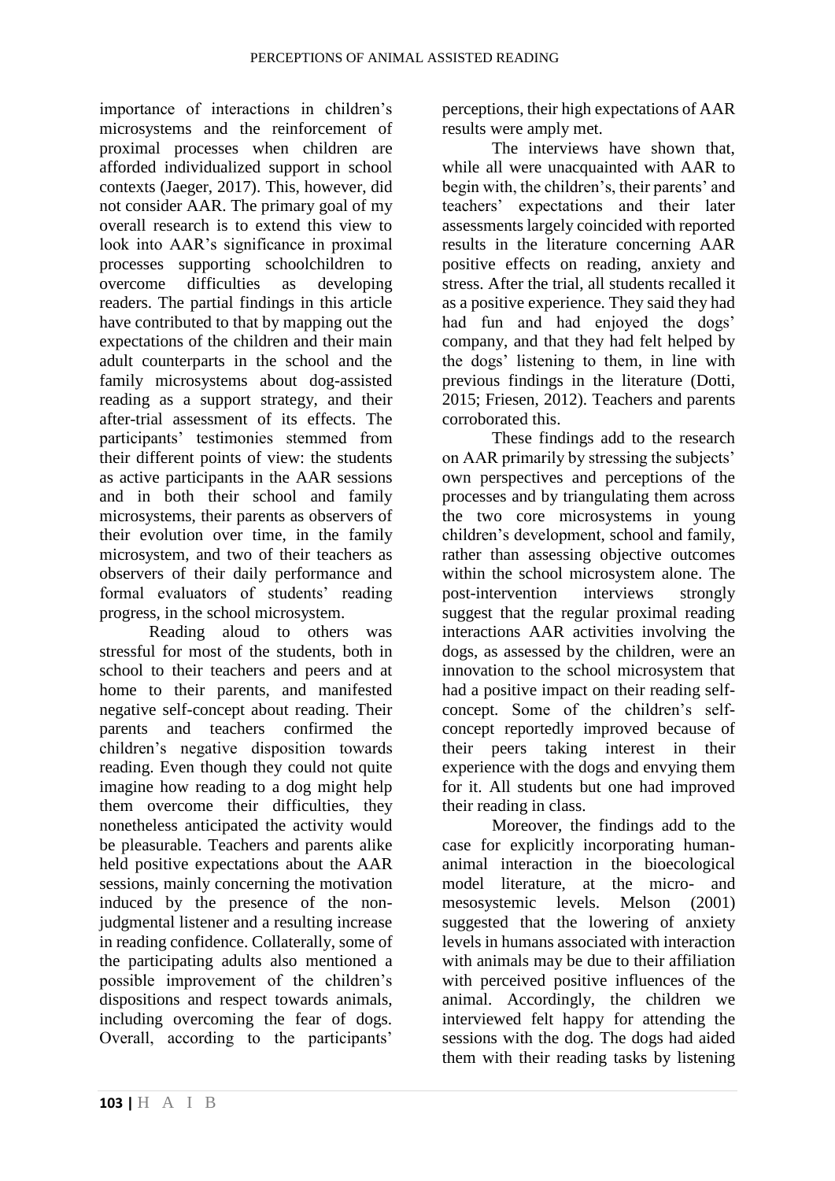importance of interactions in children's microsystems and the reinforcement of proximal processes when children are afforded individualized support in school contexts (Jaeger, 2017). This, however, did not consider AAR. The primary goal of my overall research is to extend this view to look into AAR's significance in proximal processes supporting schoolchildren to overcome difficulties as developing readers. The partial findings in this article have contributed to that by mapping out the expectations of the children and their main adult counterparts in the school and the family microsystems about dog-assisted reading as a support strategy, and their after-trial assessment of its effects. The participants' testimonies stemmed from their different points of view: the students as active participants in the AAR sessions and in both their school and family microsystems, their parents as observers of their evolution over time, in the family microsystem, and two of their teachers as observers of their daily performance and formal evaluators of students' reading progress, in the school microsystem.

Reading aloud to others was stressful for most of the students, both in school to their teachers and peers and at home to their parents, and manifested negative self-concept about reading. Their parents and teachers confirmed the children's negative disposition towards reading. Even though they could not quite imagine how reading to a dog might help them overcome their difficulties, they nonetheless anticipated the activity would be pleasurable. Teachers and parents alike held positive expectations about the AAR sessions, mainly concerning the motivation induced by the presence of the non-judgmental listener and a resulting increase in reading confidence. Collaterally, some of the participating adults also mentioned a possible improvement of the children's dispositions and respect towards animals, including overcoming the fear of dogs. Overall, according to the participants' perceptions, their high expectations of AAR results were amply met.

The interviews have shown that, while all were unacquainted with AAR to begin with, the children's, their parents' and teachers' expectations and their later assessments largely coincided with reported results in the literature concerning AAR positive effects on reading, anxiety and stress. After the trial, all students recalled it as a positive experience. They said they had had fun and had enjoyed the dogs' company, and that they had felt helped by the dogs' listening to them, in line with previous findings in the literature (Dotti, 2015; Friesen, 2012). Teachers and parents corroborated this.

These findings add to the research on AAR primarily by stressing the subjects' own perspectives and perceptions of the processes and by triangulating them across the two core microsystems in young children's development, school and family, rather than assessing objective outcomes within the school microsystem alone. The post-intervention interviews strongly suggest that the regular proximal reading interactions AAR activities involving the dogs, as assessed by the children, were an innovation to the school microsystem that had a positive impact on their reading self-concept. Some of the children's self-concept reportedly improved because of their peers taking interest in their experience with the dogs and envying them for it. All students but one had improved their reading in class.

Moreover, the findings add to the case for explicitly incorporating human-animal interaction in the bioecological model literature, at the micro- and mesosystemic levels. Melson (2001) suggested that the lowering of anxiety levels in humans associated with interaction with animals may be due to their affiliation with perceived positive influences of the animal. Accordingly, the children we interviewed felt happy for attending the sessions with the dog. The dogs had aided them with their reading tasks by listening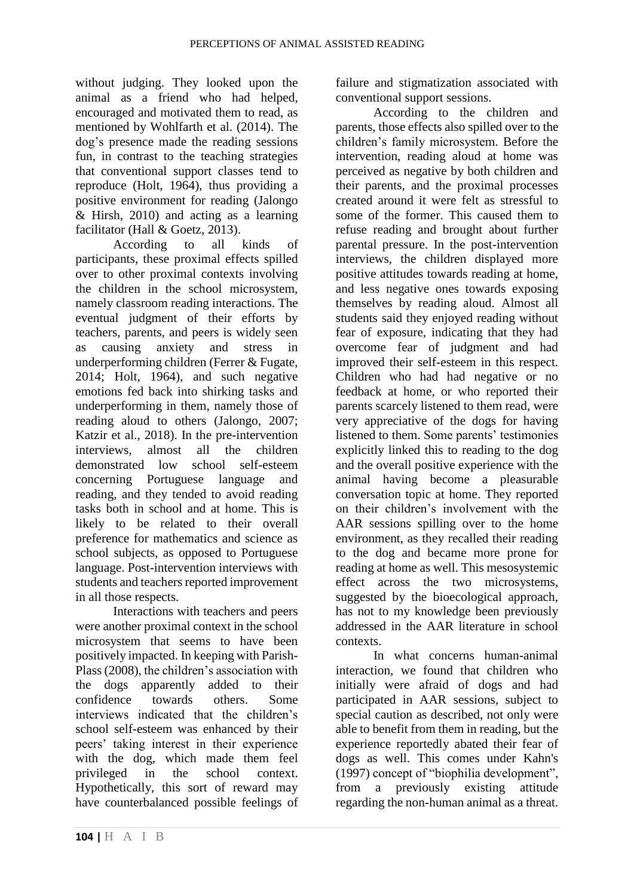without judging. They looked upon the animal as a friend who had helped, encouraged and motivated them to read, as mentioned by Wohlfarth et al. (2014). The dog's presence made the reading sessions fun, in contrast to the teaching strategies that conventional support classes tend to reproduce (Holt, 1964), thus providing a positive environment for reading (Jalongo & Hirsh, 2010) and acting as a learning facilitator (Hall & Goetz, 2013).

According to all kinds of participants, these proximal effects spilled over to other proximal contexts involving the children in the school microsystem, namely classroom reading interactions. The eventual judgment of their efforts by teachers, parents, and peers is widely seen as causing anxiety and stress in underperforming children (Ferrer & Fugate, 2014; Holt, 1964), and such negative emotions fed back into shirking tasks and underperforming in them, namely those of reading aloud to others (Jalongo, 2007; Katzir et al., 2018). In the pre-intervention interviews, almost all the children demonstrated low school self-esteem concerning Portuguese language and reading, and they tended to avoid reading tasks both in school and at home. This is likely to be related to their overall preference for mathematics and science as school subjects, as opposed to Portuguese language. Post-intervention interviews with students and teachers reported improvement in all those respects.

Interactions with teachers and peers were another proximal context in the school microsystem that seems to have been positively impacted. In keeping with Parish-Plass (2008), the children's association with the dogs apparently added to their confidence towards others. Some interviews indicated that the children's school self-esteem was enhanced by their peers' taking interest in their experience with the dog, which made them feel privileged in the school context. Hypothetically, this sort of reward may have counterbalanced possible feelings of failure and stigmatization associated with conventional support sessions.

According to the children and parents, those effects also spilled over to the children's family microsystem. Before the intervention, reading aloud at home was perceived as negative by both children and their parents, and the proximal processes created around it were felt as stressful to some of the former. This caused them to refuse reading and brought about further parental pressure. In the post-intervention interviews, the children displayed more positive attitudes towards reading at home, and less negative ones towards exposing themselves by reading aloud. Almost all students said they enjoyed reading without fear of exposure, indicating that they had overcome fear of judgment and had improved their self-esteem in this respect. Children who had had negative or no feedback at home, or who reported their parents scarcely listened to them read, were very appreciative of the dogs for having listened to them. Some parents' testimonies explicitly linked this to reading to the dog and the overall positive experience with the animal having become a pleasurable conversation topic at home. They reported on their children's involvement with the AAR sessions spilling over to the home environment, as they recalled their reading to the dog and became more prone for reading at home as well. This mesosystemic effect across the two microsystems, suggested by the bioecological approach, has not to my knowledge been previously addressed in the AAR literature in school contexts.

In what concerns human-animal interaction, we found that children who initially were afraid of dogs and had participated in AAR sessions, subject to special caution as described, not only were able to benefit from them in reading, but the experience reportedly abated their fear of dogs as well. This comes under Kahn's (1997) concept of "biophilia development", from a previously existing attitude regarding the non-human animal as a threat.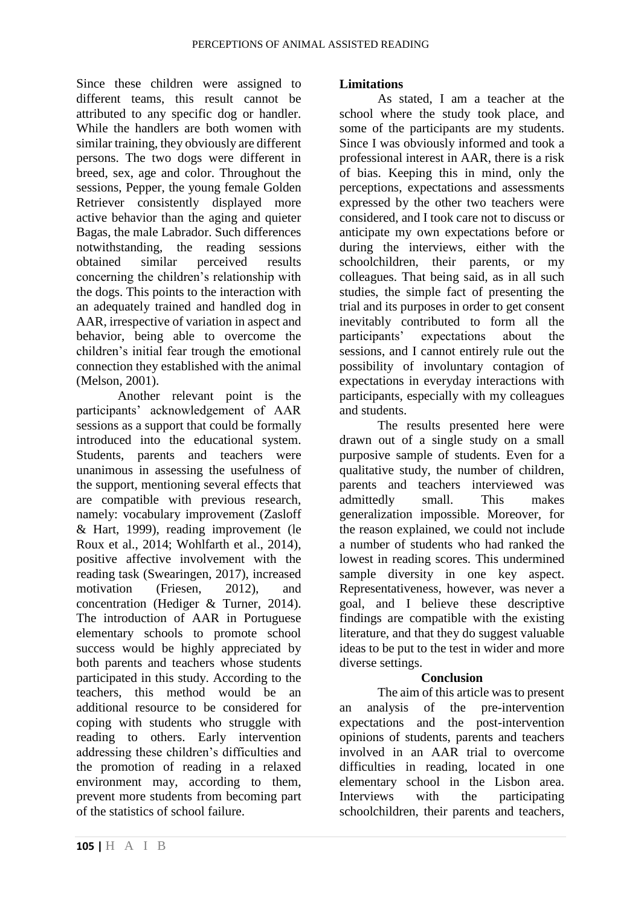Since these children were assigned to different teams, this result cannot be attributed to any specific dog or handler. While the handlers are both women with similar training, they obviously are different persons. The two dogs were different in breed, sex, age and color. Throughout the sessions, Pepper, the young female Golden Retriever consistently displayed more active behavior than the aging and quieter Bagas, the male Labrador. Such differences notwithstanding, the reading sessions obtained similar perceived results concerning the children's relationship with the dogs. This points to the interaction with an adequately trained and handled dog in AAR, irrespective of variation in aspect and behavior, being able to overcome the children's initial fear trough the emotional connection they established with the animal (Melson, 2001).

Another relevant point is the participants' acknowledgement of AAR sessions as a support that could be formally introduced into the educational system. Students, parents and teachers were unanimous in assessing the usefulness of the support, mentioning several effects that are compatible with previous research, namely: vocabulary improvement (Zasloff & Hart, 1999), reading improvement (le Roux et al., 2014; Wohlfarth et al., 2014), positive affective involvement with the reading task (Swearingen, 2017), increased motivation (Friesen, 2012), and concentration (Hediger & Turner, 2014). The introduction of AAR in Portuguese elementary schools to promote school success would be highly appreciated by both parents and teachers whose students participated in this study. According to the teachers, this method would be an additional resource to be considered for coping with students who struggle with reading to others. Early intervention addressing these children's difficulties and the promotion of reading in a relaxed environment may, according to them, prevent more students from becoming part of the statistics of school failure.

## Limitations

As stated, I am a teacher at the school where the study took place, and some of the participants are my students. Since I was obviously informed and took a professional interest in AAR, there is a risk of bias. Keeping this in mind, only the perceptions, expectations and assessments expressed by the other two teachers were considered, and I took care not to discuss or anticipate my own expectations before or during the interviews, either with the schoolchildren, their parents, or my colleagues. That being said, as in all such studies, the simple fact of presenting the trial and its purposes in order to get consent inevitably contributed to form all the participants' expectations about the sessions, and I cannot entirely rule out the possibility of involuntary contagion of expectations in everyday interactions with participants, especially with my colleagues and students.

The results presented here were drawn out of a single study on a small purposive sample of students. Even for a qualitative study, the number of children, parents and teachers interviewed was admittedly small. This makes generalization impossible. Moreover, for the reason explained, we could not include a number of students who had ranked the lowest in reading scores. This undermined sample diversity in one key aspect. Representativeness, however, was never a goal, and I believe these descriptive findings are compatible with the existing literature, and that they do suggest valuable ideas to be put to the test in wider and more diverse settings.

## Conclusion

The aim of this article was to present an analysis of the pre-intervention expectations and the post-intervention opinions of students, parents and teachers involved in an AAR trial to overcome difficulties in reading, located in one elementary school in the Lisbon area. Interviews with the participating schoolchildren, their parents and teachers,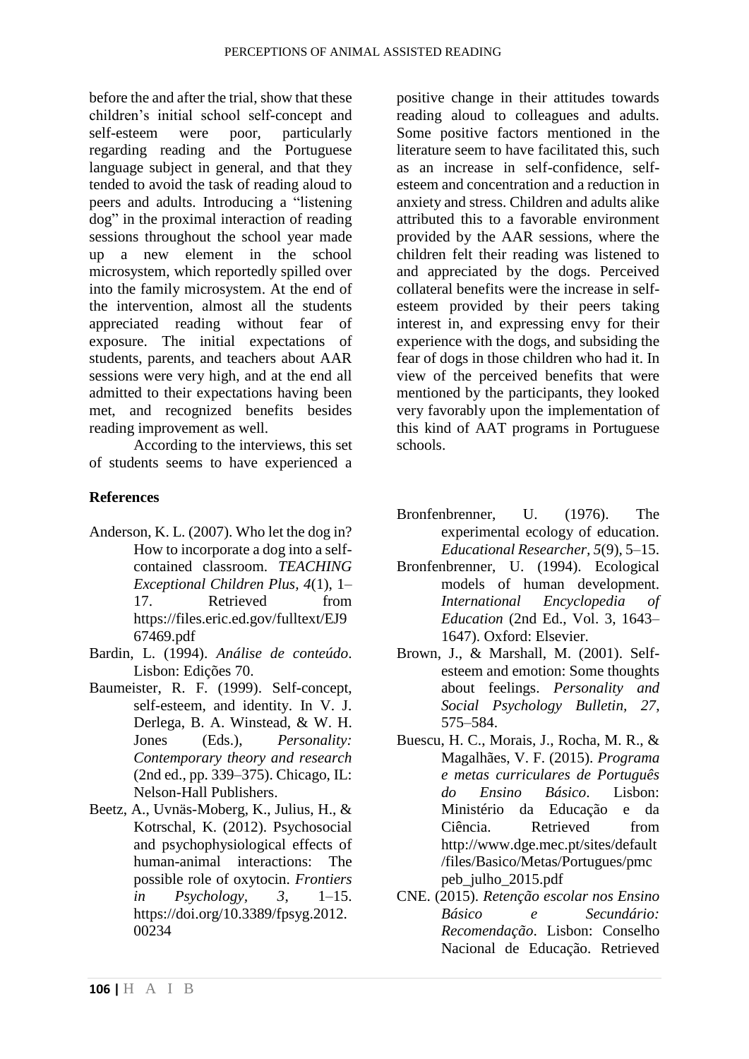before the and after the trial, show that these children's initial school self-concept and self-esteem were poor, particularly regarding reading and the Portuguese language subject in general, and that they tended to avoid the task of reading aloud to peers and adults. Introducing a "listening dog" in the proximal interaction of reading sessions throughout the school year made up a new element in the school microsystem, which reportedly spilled over into the family microsystem. At the end of the intervention, almost all the students appreciated reading without fear of exposure. The initial expectations of students, parents, and teachers about AAR sessions were very high, and at the end all admitted to their expectations having been met, and recognized benefits besides reading improvement as well.

According to the interviews, this set of students seems to have experienced a positive change in their attitudes towards reading aloud to colleagues and adults. Some positive factors mentioned in the literature seem to have facilitated this, such as an increase in self-confidence, self-esteem and concentration and a reduction in anxiety and stress. Children and adults alike attributed this to a favorable environment provided by the AAR sessions, where the children felt their reading was listened to and appreciated by the dogs. Perceived collateral benefits were the increase in self-esteem provided by their peers taking interest in, and expressing envy for their experience with the dogs, and subsiding the fear of dogs in those children who had it. In view of the perceived benefits that were mentioned by the participants, they looked very favorably upon the implementation of this kind of AAT programs in Portuguese schools.

## References

Anderson, K. L. (2007). Who let the dog in? How to incorporate a dog into a self-contained classroom. *TEACHING Exceptional Children Plus, 4*(1), 1–17. Retrieved from https://files.eric.ed.gov/fulltext/EJ967469.pdf

Bardin, L. (1994). *Análise de conteúdo*. Lisbon: Edições 70.

Baumeister, R. F. (1999). Self-concept, self-esteem, and identity. In V. J. Derlega, B. A. Winstead, & W. H. Jones (Eds.), *Personality: Contemporary theory and research* (2nd ed., pp. 339–375). Chicago, IL: Nelson-Hall Publishers.

Beetz, A., Uvnäs-Moberg, K., Julius, H., & Kotrschal, K. (2012). Psychosocial and psychophysiological effects of human-animal interactions: The possible role of oxytocin. *Frontiers in Psychology, 3*, 1–15. https://doi.org/10.3389/fpsyg.2012.00234

Bronfenbrenner, U. (1976). The experimental ecology of education. *Educational Researcher, 5*(9), 5–15.

Bronfenbrenner, U. (1994). Ecological models of human development. *International Encyclopedia of Education* (2nd Ed., Vol. 3, 1643–1647). Oxford: Elsevier.

Brown, J., & Marshall, M. (2001). Self-esteem and emotion: Some thoughts about feelings. *Personality and Social Psychology Bulletin, 27*, 575–584.

Buescu, H. C., Morais, J., Rocha, M. R., & Magalhães, V. F. (2015). *Programa e metas curriculares de Português do Ensino Básico*. Lisbon: Ministério da Educação e da Ciência. Retrieved from http://www.dge.mec.pt/sites/default/files/Basico/Metas/Portugues/pmcpeb_julho_2015.pdf

CNE. (2015). *Retenção escolar nos Ensino Básico e Secundário: Recomendação*. Lisbon: Conselho Nacional de Educação. Retrieved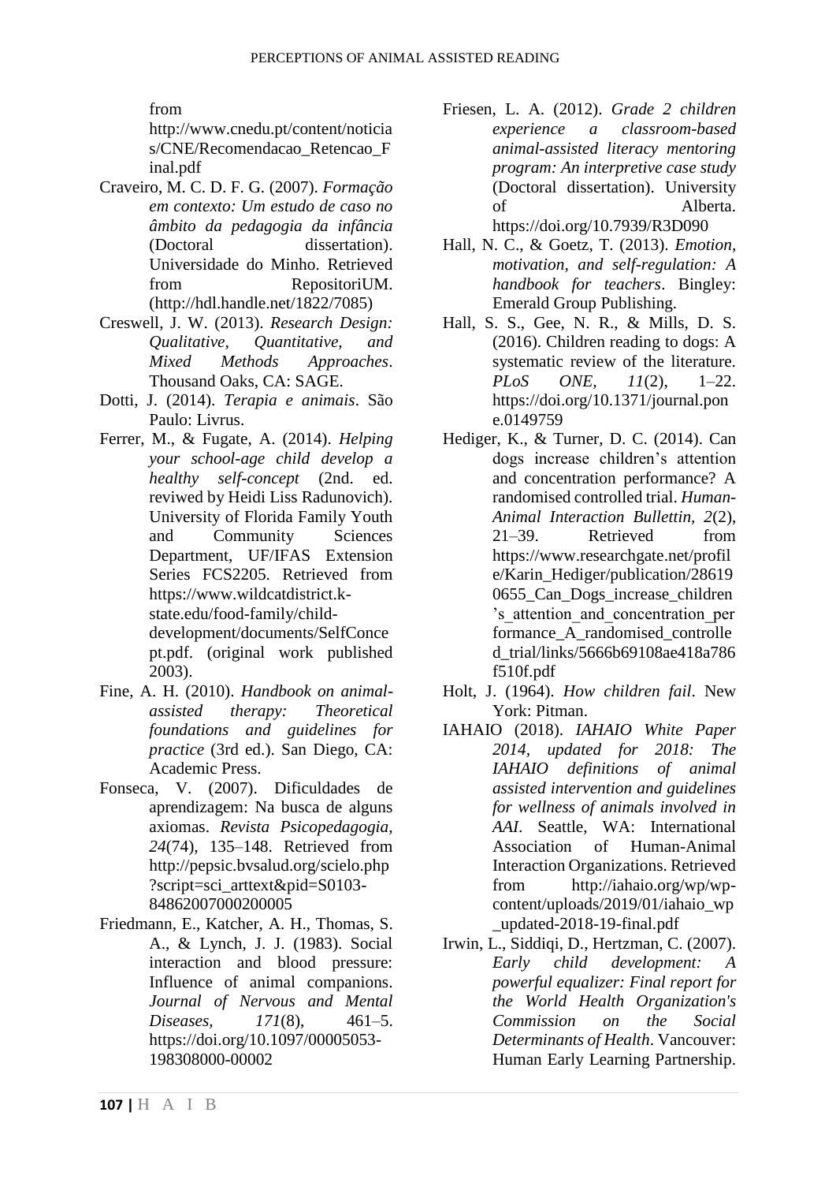from http://www.cnedu.pt/content/noticias/CNE/Recomendacao_Retencao_Final.pdf

Craveiro, M. C. D. F. G. (2007). *Formação em contexto: Um estudo de caso no âmbito da pedagogia da infância* (Doctoral dissertation). Universidade do Minho. Retrieved from RepositoriUM. (http://hdl.handle.net/1822/7085)

Creswell, J. W. (2013). *Research Design: Qualitative, Quantitative, and Mixed Methods Approaches*. Thousand Oaks, CA: SAGE.

Dotti, J. (2014). *Terapia e animais*. São Paulo: Livrus.

Ferrer, M., & Fugate, A. (2014). *Helping your school-age child develop a healthy self-concept* (2nd. ed. reviwed by Heidi Liss Radunovich). University of Florida Family Youth and Community Sciences Department, UF/IFAS Extension Series FCS2205. Retrieved from https://www.wildcatdistrict.k-state.edu/food-family/child-development/documents/SelfConcept.pdf. (original work published 2003).

Fine, A. H. (2010). *Handbook on animal-assisted therapy: Theoretical foundations and guidelines for practice* (3rd ed.). San Diego, CA: Academic Press.

Fonseca, V. (2007). Dificuldades de aprendizagem: Na busca de alguns axiomas. *Revista Psicopedagogia, 24*(74), 135–148. Retrieved from http://pepsic.bvsalud.org/scielo.php?script=sci_arttext&pid=S0103-84862007000200005

Friedmann, E., Katcher, A. H., Thomas, S. A., & Lynch, J. J. (1983). Social interaction and blood pressure: Influence of animal companions. *Journal of Nervous and Mental Diseases, 171*(8), 461–5. https://doi.org/10.1097/00005053-198308000-00002

Friesen, L. A. (2012). *Grade 2 children experience a classroom-based animal-assisted literacy mentoring program: An interpretive case study* (Doctoral dissertation). University of Alberta. https://doi.org/10.7939/R3D090

Hall, N. C., & Goetz, T. (2013). *Emotion, motivation, and self-regulation: A handbook for teachers*. Bingley: Emerald Group Publishing.

Hall, S. S., Gee, N. R., & Mills, D. S. (2016). Children reading to dogs: A systematic review of the literature. *PLoS ONE, 11*(2), 1–22. https://doi.org/10.1371/journal.pone.0149759

Hediger, K., & Turner, D. C. (2014). Can dogs increase children's attention and concentration performance? A randomised controlled trial. *Human-Animal Interaction Bullettin, 2*(2), 21–39. Retrieved from https://www.researchgate.net/profile/Karin_Hediger/publication/286190655_Can_Dogs_increase_children's_attention_and_concentration_performance_A_randomised_controlled_trial/links/5666b69108ae418a786f510f.pdf

Holt, J. (1964). *How children fail*. New York: Pitman.

IAHAIO (2018). *IAHAIO White Paper 2014, updated for 2018: The IAHAIO definitions of animal assisted intervention and guidelines for wellness of animals involved in AAI*. Seattle, WA: International Association of Human-Animal Interaction Organizations. Retrieved from http://iahaio.org/wp/wp-content/uploads/2019/01/iahaio_wp_updated-2018-19-final.pdf

Irwin, L., Siddiqi, D., Hertzman, C. (2007). *Early child development: A powerful equalizer: Final report for the World Health Organization's Commission on the Social Determinants of Health*. Vancouver: Human Early Learning Partnership.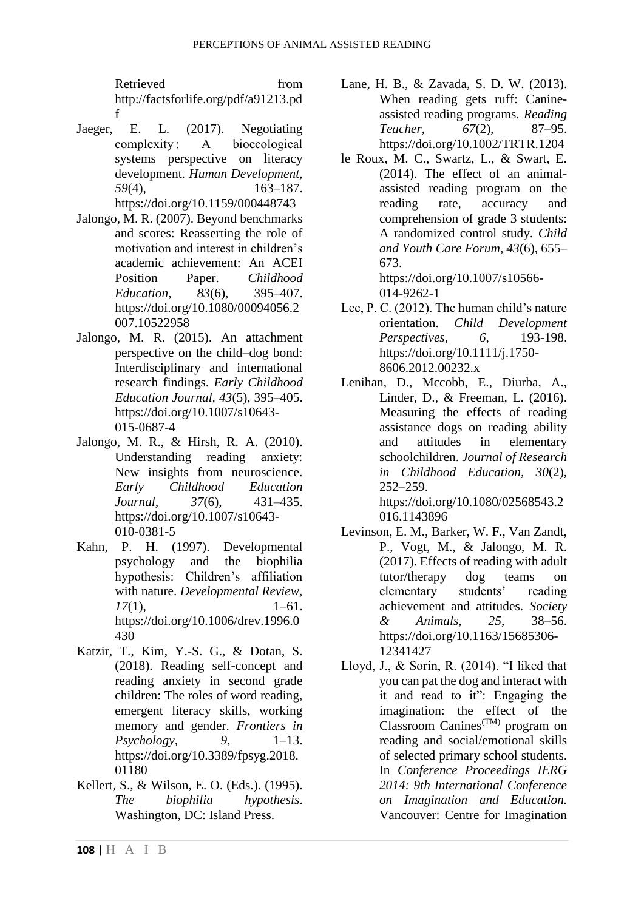Retrieved from http://factsforlife.org/pdf/a91213.pdf

Jaeger, E. L. (2017). Negotiating complexity : A bioecological systems perspective on literacy development. *Human Development, 59*(4), 163–187. https://doi.org/10.1159/000448743

Jalongo, M. R. (2007). Beyond benchmarks and scores: Reasserting the role of motivation and interest in children's academic achievement: An ACEI Position Paper. *Childhood Education, 83*(6), 395–407. https://doi.org/10.1080/00094056.2007.10522958

Jalongo, M. R. (2015). An attachment perspective on the child–dog bond: Interdisciplinary and international research findings. *Early Childhood Education Journal, 43*(5), 395–405. https://doi.org/10.1007/s10643-015-0687-4

Jalongo, M. R., & Hirsh, R. A. (2010). Understanding reading anxiety: New insights from neuroscience. *Early Childhood Education Journal, 37*(6), 431–435. https://doi.org/10.1007/s10643-010-0381-5

Kahn, P. H. (1997). Developmental psychology and the biophilia hypothesis: Children's affiliation with nature. *Developmental Review, 17*(1), 1–61. https://doi.org/10.1006/drev.1996.0430

Katzir, T., Kim, Y.-S. G., & Dotan, S. (2018). Reading self-concept and reading anxiety in second grade children: The roles of word reading, emergent literacy skills, working memory and gender. *Frontiers in Psychology, 9*, 1–13. https://doi.org/10.3389/fpsyg.2018.01180

Kellert, S., & Wilson, E. O. (Eds.). (1995). *The biophilia hypothesis*. Washington, DC: Island Press.

Lane, H. B., & Zavada, S. D. W. (2013). When reading gets ruff: Canine-assisted reading programs. *Reading Teacher, 67*(2), 87–95. https://doi.org/10.1002/TRTR.1204

le Roux, M. C., Swartz, L., & Swart, E. (2014). The effect of an animal-assisted reading program on the reading rate, accuracy and comprehension of grade 3 students: A randomized control study. *Child and Youth Care Forum, 43*(6), 655–673. https://doi.org/10.1007/s10566-014-9262-1

Lee, P. C. (2012). The human child's nature orientation. *Child Development Perspectives, 6*, 193-198. https://doi.org/10.1111/j.1750-8606.2012.00232.x

Lenihan, D., Mccobb, E., Diurba, A., Linder, D., & Freeman, L. (2016). Measuring the effects of reading assistance dogs on reading ability and attitudes in elementary schoolchildren. *Journal of Research in Childhood Education, 30*(2), 252–259. https://doi.org/10.1080/02568543.2016.1143896

Levinson, E. M., Barker, W. F., Van Zandt, P., Vogt, M., & Jalongo, M. R. (2017). Effects of reading with adult tutor/therapy dog teams on elementary students' reading achievement and attitudes. *Society & Animals, 25*, 38–56. https://doi.org/10.1163/15685306-12341427

Lloyd, J., & Sorin, R. (2014). "I liked that you can pat the dog and interact with it and read to it": Engaging the imagination: the effect of the Classroom Canines(TM) program on reading and social/emotional skills of selected primary school students. In *Conference Proceedings IERG 2014: 9th International Conference on Imagination and Education.* Vancouver: Centre for Imagination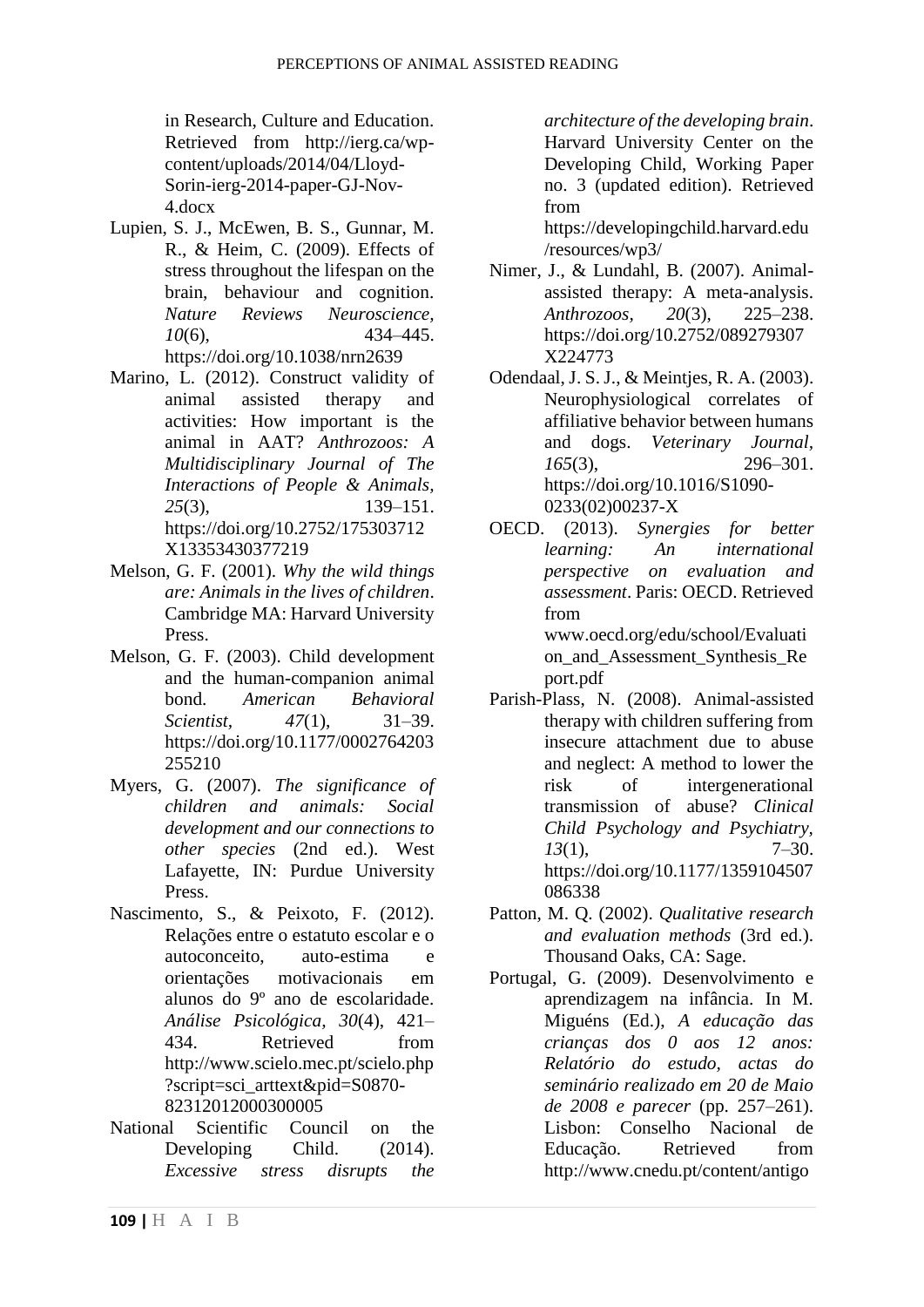in Research, Culture and Education. Retrieved from http://ierg.ca/wp-content/uploads/2014/04/Lloyd-Sorin-ierg-2014-paper-GJ-Nov-4.docx

Lupien, S. J., McEwen, B. S., Gunnar, M. R., & Heim, C. (2009). Effects of stress throughout the lifespan on the brain, behaviour and cognition. *Nature Reviews Neuroscience, 10*(6), 434–445. https://doi.org/10.1038/nrn2639

Marino, L. (2012). Construct validity of animal assisted therapy and activities: How important is the animal in AAT? *Anthrozoos: A Multidisciplinary Journal of The Interactions of People & Animals, 25*(3), 139–151. https://doi.org/10.2752/175303712X13353430377219

Melson, G. F. (2001). *Why the wild things are: Animals in the lives of children*. Cambridge MA: Harvard University Press.

Melson, G. F. (2003). Child development and the human-companion animal bond. *American Behavioral Scientist, 47*(1), 31–39. https://doi.org/10.1177/0002764203255210

Myers, G. (2007). *The significance of children and animals: Social development and our connections to other species* (2nd ed.). West Lafayette, IN: Purdue University Press.

Nascimento, S., & Peixoto, F. (2012). Relações entre o estatuto escolar e o autoconceito, auto-estima e orientações motivacionais em alunos do 9º ano de escolaridade. *Análise Psicológica, 30*(4), 421–434. Retrieved from http://www.scielo.mec.pt/scielo.php?script=sci_arttext&pid=S0870-82312012000300005

National Scientific Council on the Developing Child. (2014). *Excessive stress disrupts the architecture of the developing brain*. Harvard University Center on the Developing Child, Working Paper no. 3 (updated edition). Retrieved from https://developingchild.harvard.edu/resources/wp3/

Nimer, J., & Lundahl, B. (2007). Animal-assisted therapy: A meta-analysis. *Anthrozoos, 20*(3), 225–238. https://doi.org/10.2752/089279307X224773

Odendaal, J. S. J., & Meintjes, R. A. (2003). Neurophysiological correlates of affiliative behavior between humans and dogs. *Veterinary Journal, 165*(3), 296–301. https://doi.org/10.1016/S1090-0233(02)00237-X

OECD. (2013). *Synergies for better learning: An international perspective on evaluation and assessment*. Paris: OECD. Retrieved from www.oecd.org/edu/school/Evaluation_and_Assessment_Synthesis_Report.pdf

Parish-Plass, N. (2008). Animal-assisted therapy with children suffering from insecure attachment due to abuse and neglect: A method to lower the risk of intergenerational transmission of abuse? *Clinical Child Psychology and Psychiatry, 13*(1), 7–30. https://doi.org/10.1177/1359104507086338

Patton, M. Q. (2002). *Qualitative research and evaluation methods* (3rd ed.). Thousand Oaks, CA: Sage.

Portugal, G. (2009). Desenvolvimento e aprendizagem na infância. In M. Miguéns (Ed.), *A educação das crianças dos 0 aos 12 anos: Relatório do estudo, actas do seminário realizado em 20 de Maio de 2008 e parecer* (pp. 257–261). Lisbon: Conselho Nacional de Educação. Retrieved from http://www.cnedu.pt/content/antigo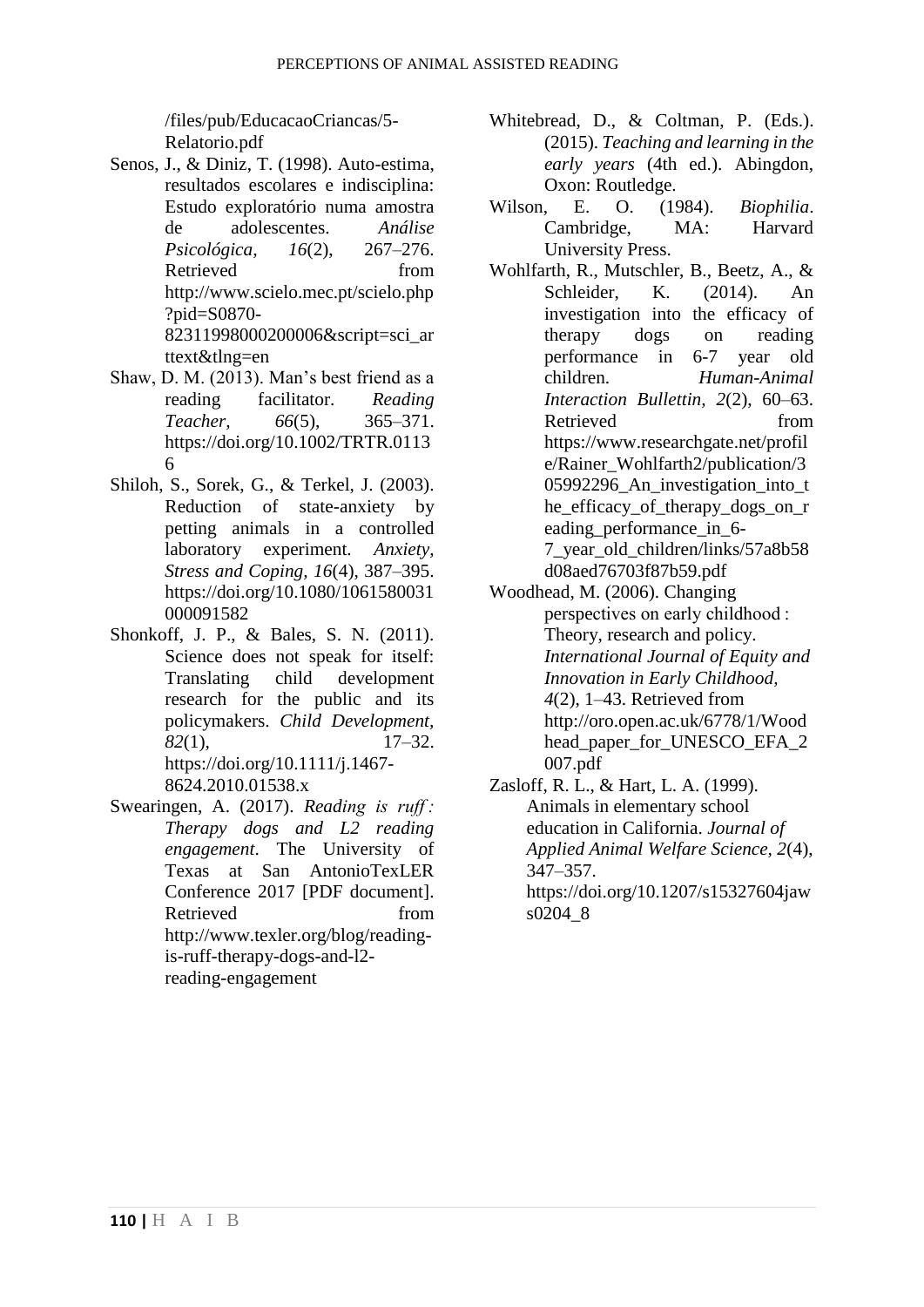/files/pub/EducacaoCriancas/5-Relatorio.pdf

Senos, J., & Diniz, T. (1998). Auto-estima, resultados escolares e indisciplina: Estudo exploratório numa amostra de adolescentes. *Análise Psicológica, 16*(2), 267–276. Retrieved from http://www.scielo.mec.pt/scielo.php?pid=S0870-82311998000200006&script=sci_arttext&tlng=en

Shaw, D. M. (2013). Man's best friend as a reading facilitator. *Reading Teacher, 66*(5), 365–371. https://doi.org/10.1002/TRTR.01136

Shiloh, S., Sorek, G., & Terkel, J. (2003). Reduction of state-anxiety by petting animals in a controlled laboratory experiment. *Anxiety, Stress and Coping, 16*(4), 387–395. https://doi.org/10.1080/1061580031000091582

Shonkoff, J. P., & Bales, S. N. (2011). Science does not speak for itself: Translating child development research for the public and its policymakers. *Child Development, 82*(1), 17–32. https://doi.org/10.1111/j.1467-8624.2010.01538.x

Swearingen, A. (2017). *Reading is ruff : Therapy dogs and L2 reading engagement*. The University of Texas at San AntonioTexLER Conference 2017 [PDF document]. Retrieved from http://www.texler.org/blog/reading-is-ruff-therapy-dogs-and-l2-reading-engagement

Whitebread, D., & Coltman, P. (Eds.). (2015). *Teaching and learning in the early years* (4th ed.). Abingdon, Oxon: Routledge.

Wilson, E. O. (1984). *Biophilia*. Cambridge, MA: Harvard University Press.

Wohlfarth, R., Mutschler, B., Beetz, A., & Schleider, K. (2014). An investigation into the efficacy of therapy dogs on reading performance in 6-7 year old children. *Human-Animal Interaction Bullettin, 2*(2), 60–63. Retrieved from https://www.researchgate.net/profile/Rainer_Wohlfarth2/publication/305992296_An_investigation_into_the_efficacy_of_therapy_dogs_on_reading_performance_in_6-7_year_old_children/links/57a8b58d08aed76703f87b59.pdf

Woodhead, M. (2006). Changing perspectives on early childhood : Theory, research and policy. *International Journal of Equity and Innovation in Early Childhood, 4*(2), 1–43. Retrieved from http://oro.open.ac.uk/6778/1/Woodhead_paper_for_UNESCO_EFA_2007.pdf

Zasloff, R. L., & Hart, L. A. (1999). Animals in elementary school education in California. *Journal of Applied Animal Welfare Science, 2*(4), 347–357. https://doi.org/10.1207/s15327604jaws0204_8